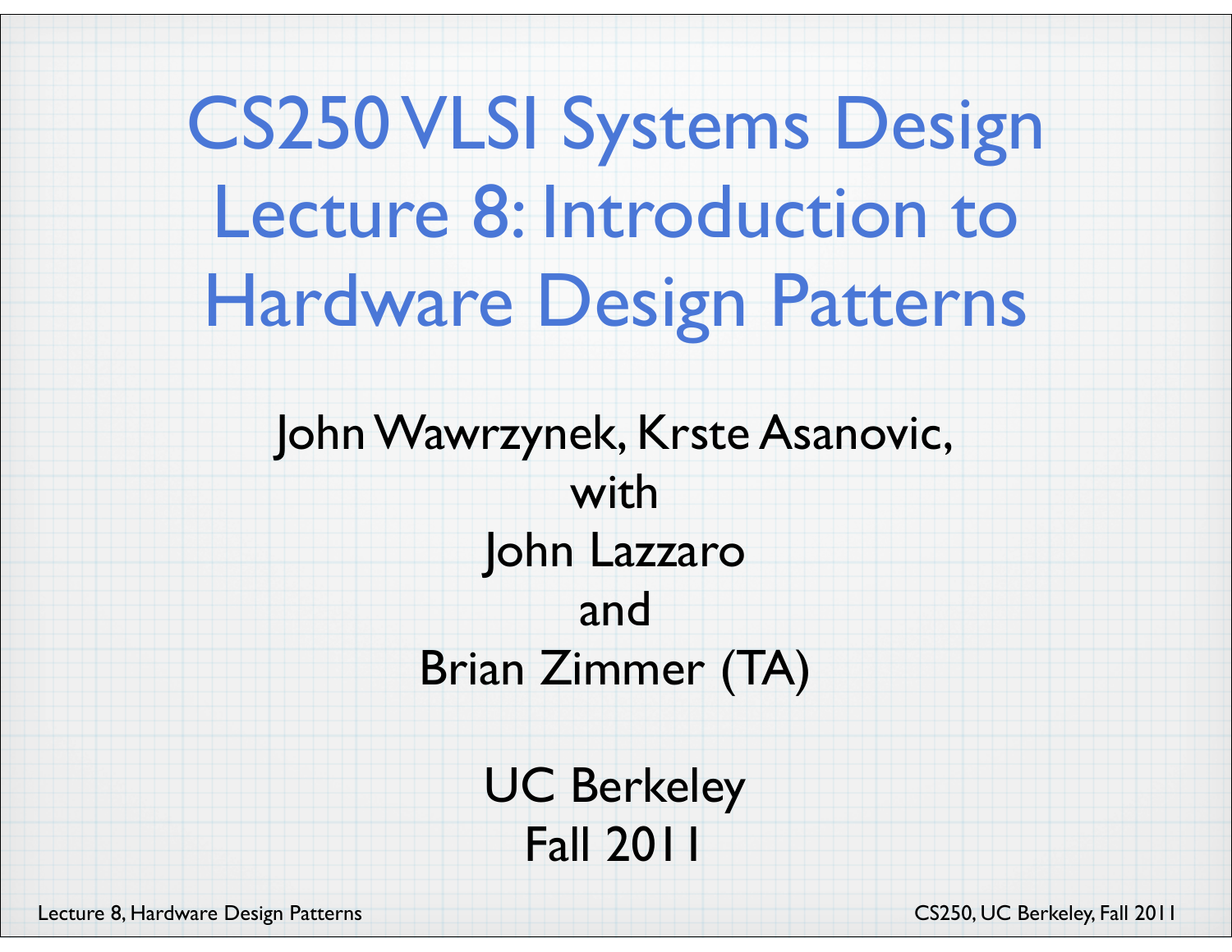# CS250 VLSI Systems Design Lecture 8: Introduction to Hardware Design Patterns

John Wawrzynek, Krste Asanovic,

with

John Lazzaro

and

Brian Zimmer (TA)

UC Berkeley

Fall 2011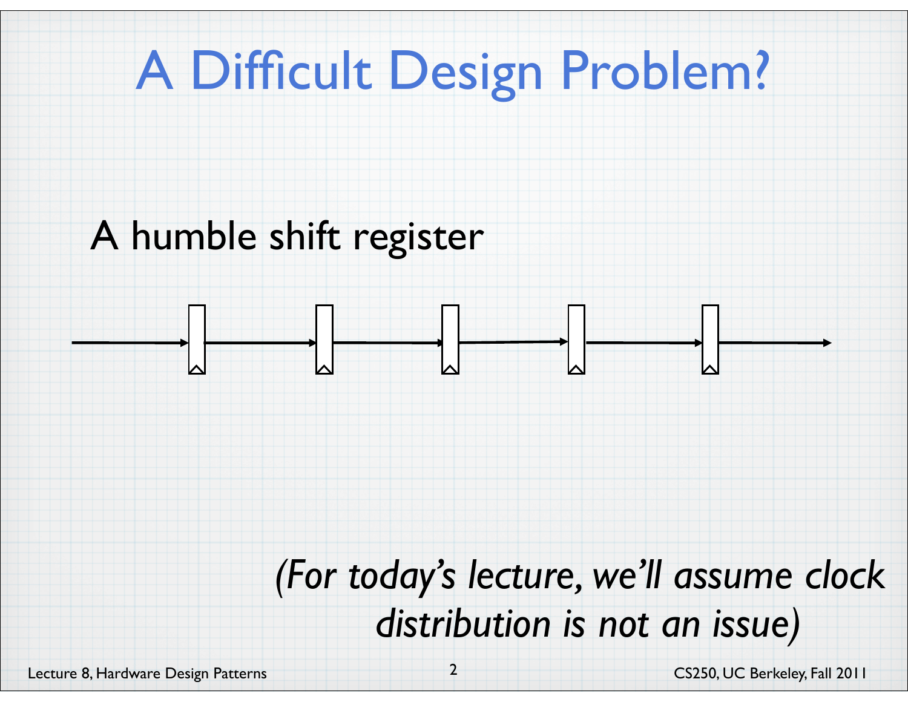# A Difficult Design Problem?

A humble shift register

*(For today's lecture, we'll assume clock distribution is not an issue)*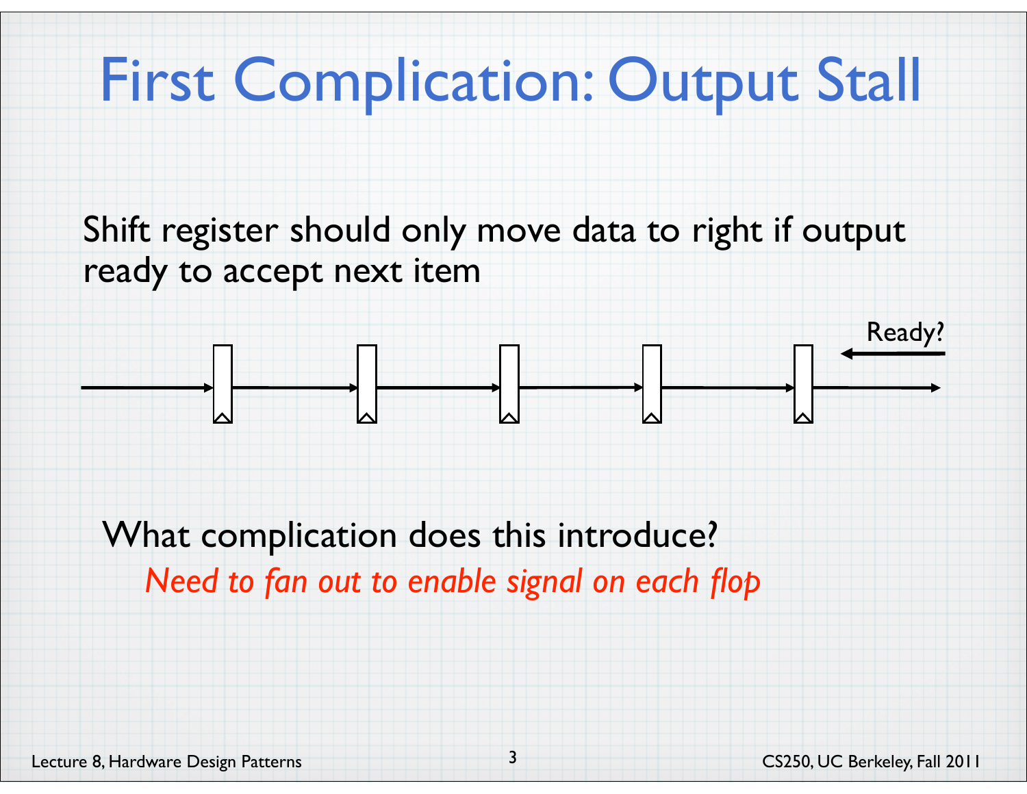# First Complication: Output Stall

Shift register should only move data to right if output ready to accept next item

Ready?

What complication does this introduce?

*Need to fan out to enable signal on each flop*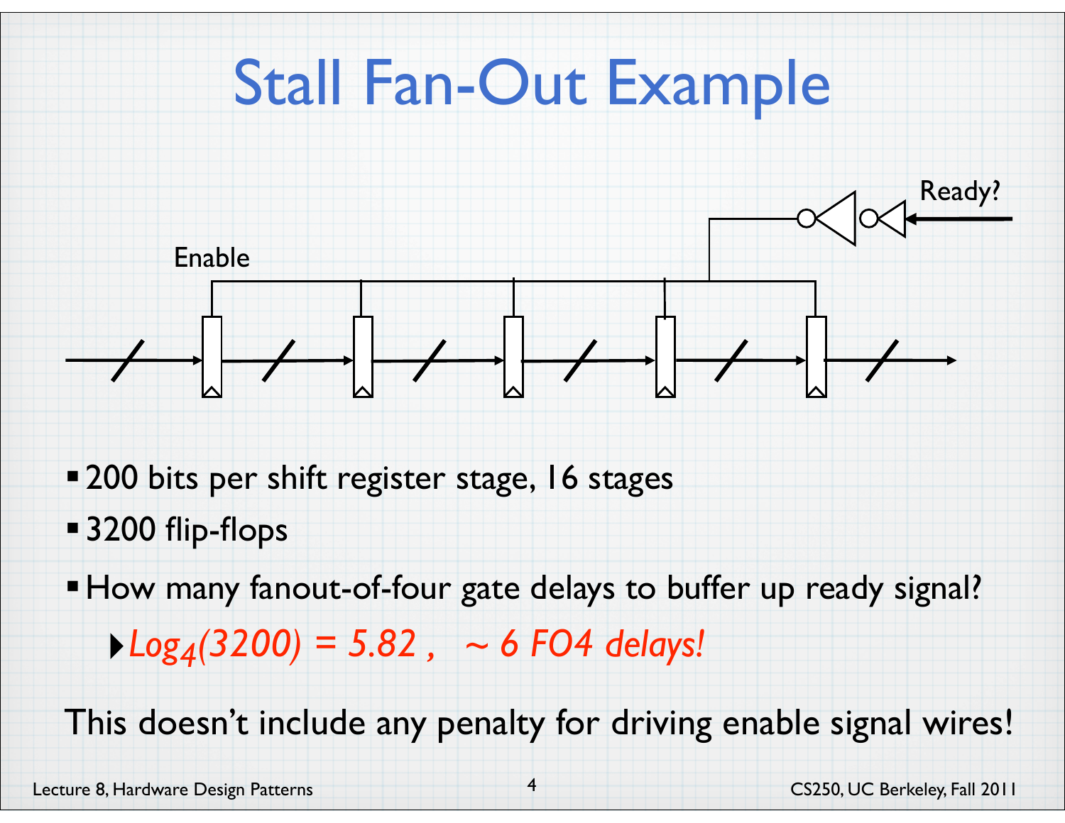# Stall Fan-Out Example

Ready?

Enable

- 200 bits per shift register stage, 16 stages
- 3200 flip-flops
- How many fanout-of-four gate delays to buffer up ready signal?
  - *$Log_4(3200) = 5.82$, ~ 6 FO4 delays!*

This doesn't include any penalty for driving enable signal wires!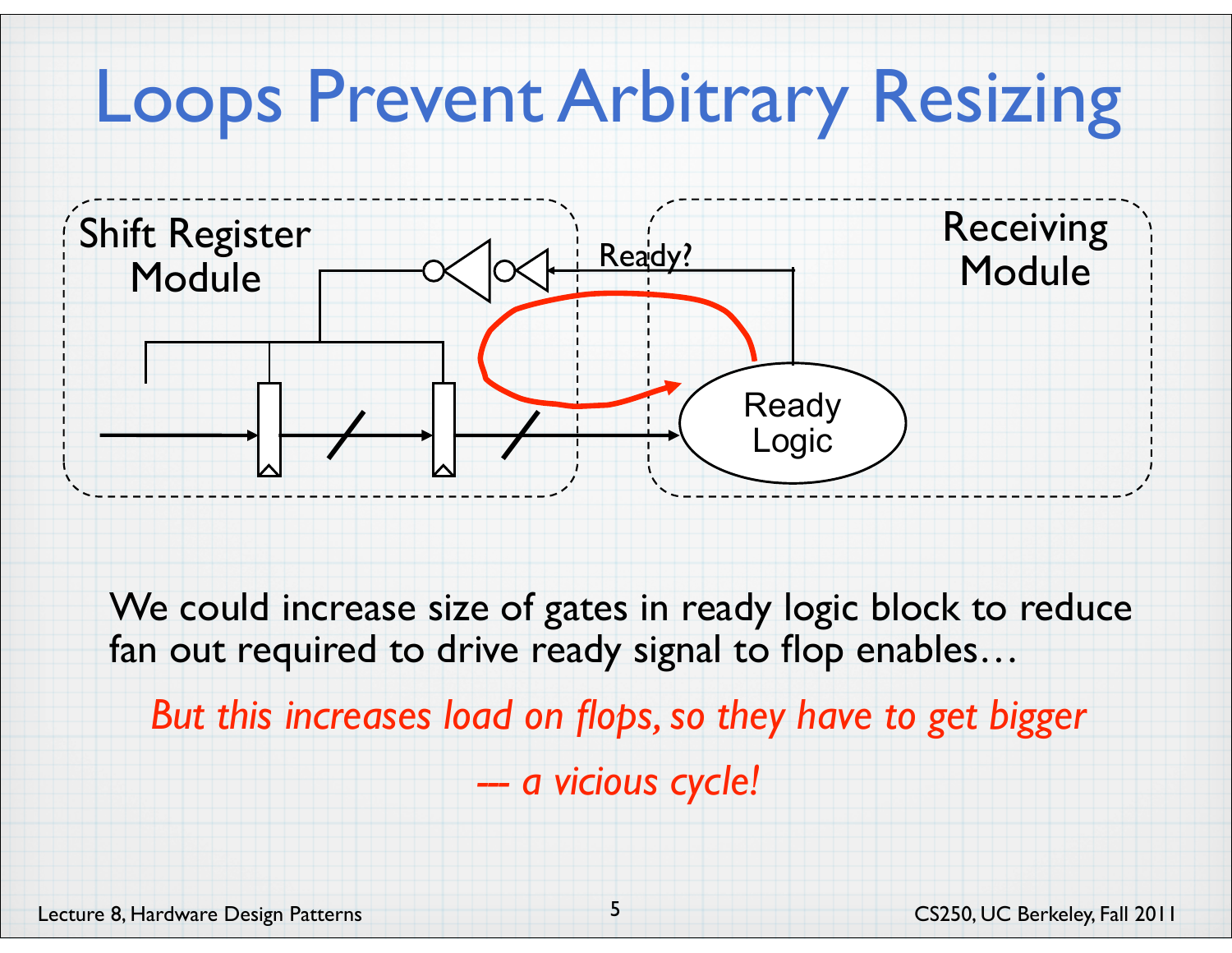# Loops Prevent Arbitrary Resizing

Shift Register Module

Receiving Module

Ready?

Ready Logic

We could increase size of gates in ready logic block to reduce fan out required to drive ready signal to flop enables…

*But this increases load on flops, so they have to get bigger*

*--- a vicious cycle!*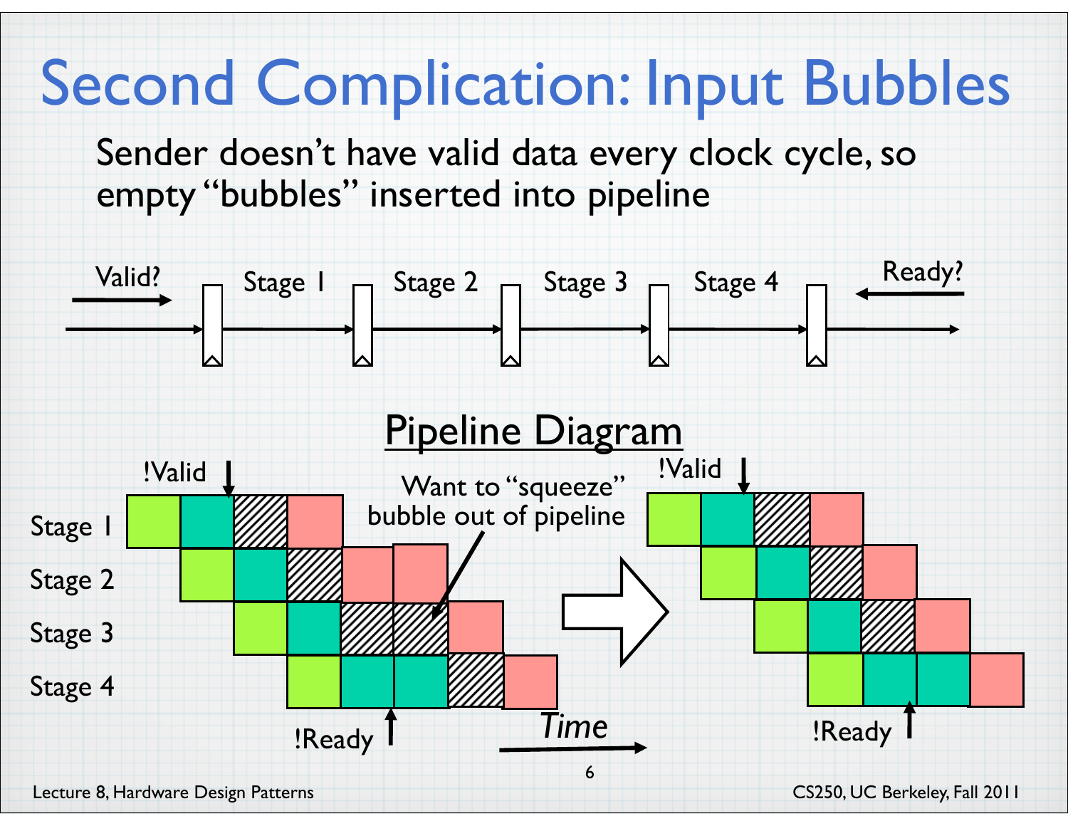# Second Complication: Input Bubbles

Sender doesn't have valid data every clock cycle, so empty "bubbles" inserted into pipeline

Valid? → Stage 1 → Stage 2 → Stage 3 → Stage 4 ← Ready?

## Pipeline Diagram

!Valid

Stage 1

Stage 2

Stage 3

Stage 4

!Ready

Want to "squeeze" bubble out of pipeline

Time

!Valid

!Ready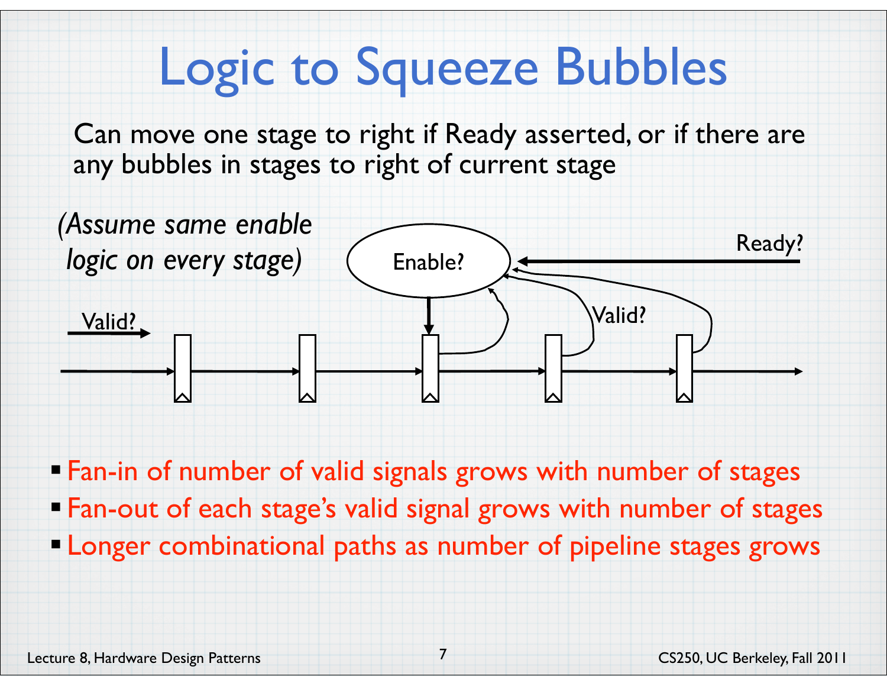# Logic to Squeeze Bubbles

Can move one stage to right if Ready asserted, or if there are any bubbles in stages to right of current stage

*(Assume same enable logic on every stage)*

Enable?

Ready?

Valid?

Valid?

- Fan-in of number of valid signals grows with number of stages
- Fan-out of each stage's valid signal grows with number of stages
- Longer combinational paths as number of pipeline stages grows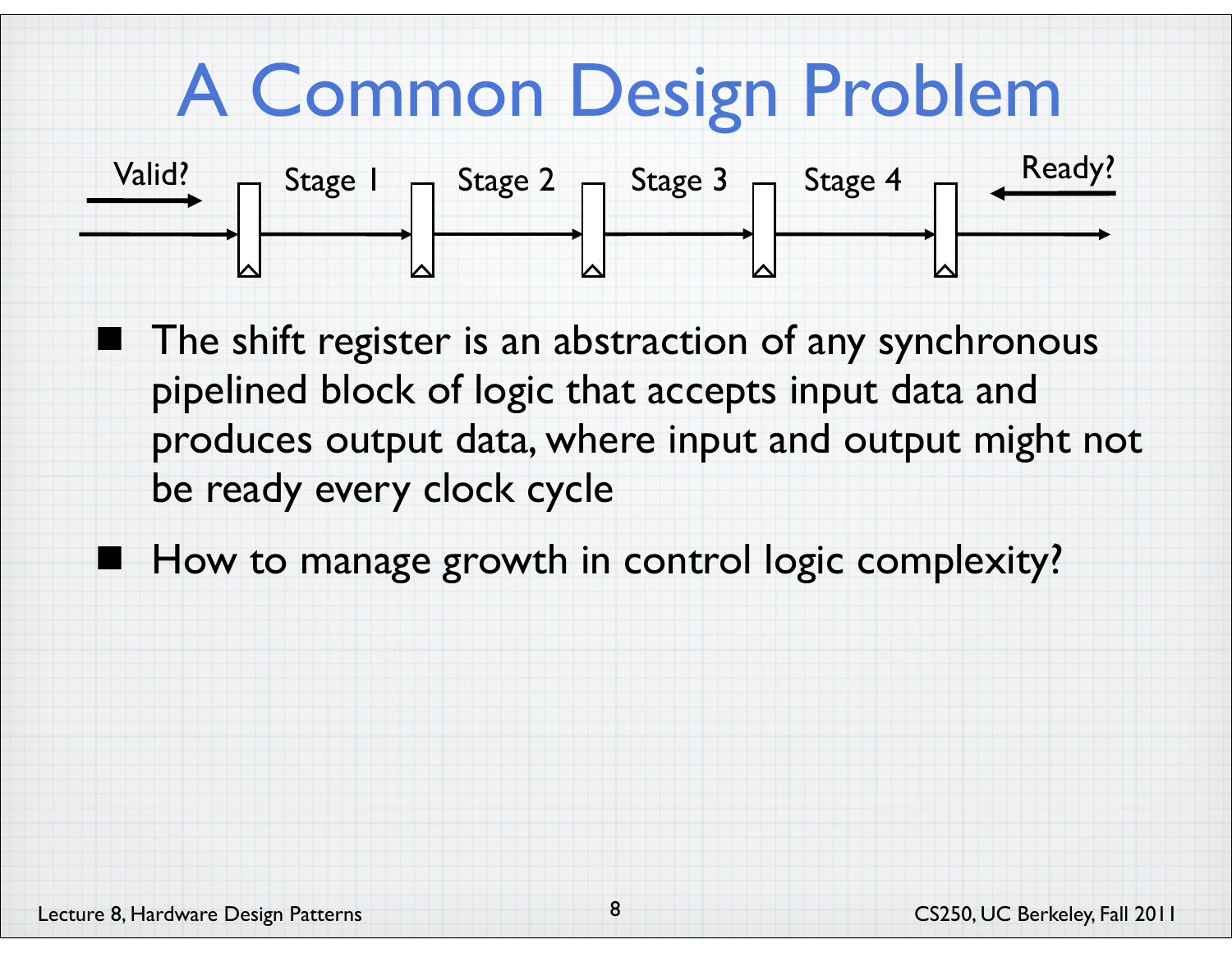# A Common Design Problem

Valid? → | Stage 1 | Stage 2 | Stage 3 | Stage 4 | ← Ready?

- The shift register is an abstraction of any synchronous pipelined block of logic that accepts input data and produces output data, where input and output might not be ready every clock cycle
- How to manage growth in control logic complexity?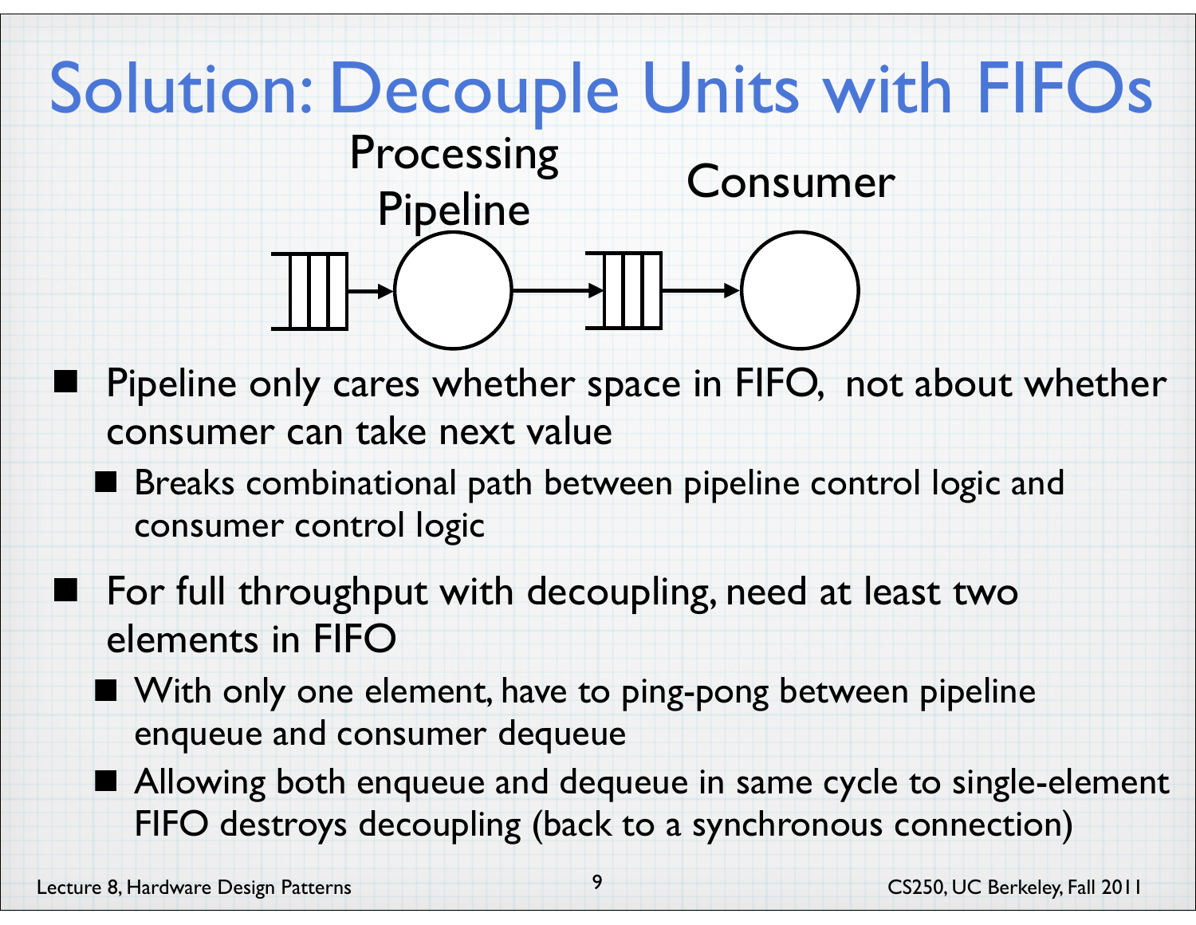# Solution: Decouple Units with FIFOs

Processing Pipeline

Consumer

- Pipeline only cares whether space in FIFO, not about whether consumer can take next value
  - Breaks combinational path between pipeline control logic and consumer control logic
- For full throughput with decoupling, need at least two elements in FIFO
  - With only one element, have to ping-pong between pipeline enqueue and consumer dequeue
  - Allowing both enqueue and dequeue in same cycle to single-element FIFO destroys decoupling (back to a synchronous connection)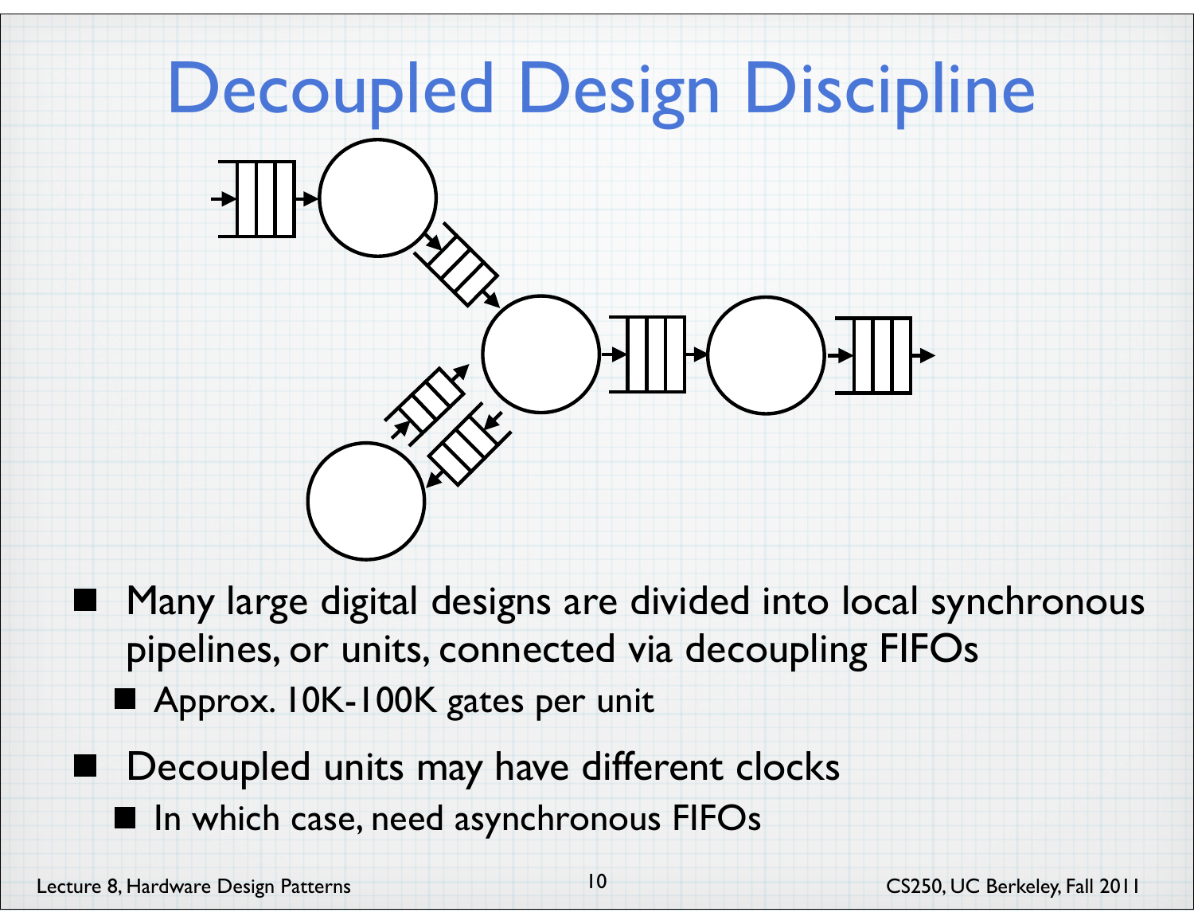# Decoupled Design Discipline

- Many large digital designs are divided into local synchronous pipelines, or units, connected via decoupling FIFOs
  - Approx. 10K-100K gates per unit
- Decoupled units may have different clocks
  - In which case, need asynchronous FIFOs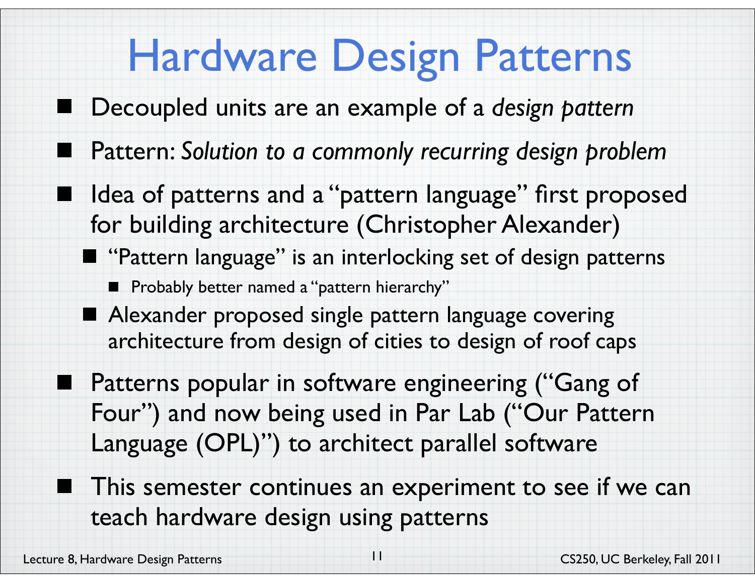# Hardware Design Patterns

- Decoupled units are an example of a *design pattern*
- Pattern: *Solution to a commonly recurring design problem*
- Idea of patterns and a "pattern language" first proposed for building architecture (Christopher Alexander)
  - "Pattern language" is an interlocking set of design patterns
    - Probably better named a "pattern hierarchy"
  - Alexander proposed single pattern language covering architecture from design of cities to design of roof caps
- Patterns popular in software engineering ("Gang of Four") and now being used in Par Lab ("Our Pattern Language (OPL)") to architect parallel software
- This semester continues an experiment to see if we can teach hardware design using patterns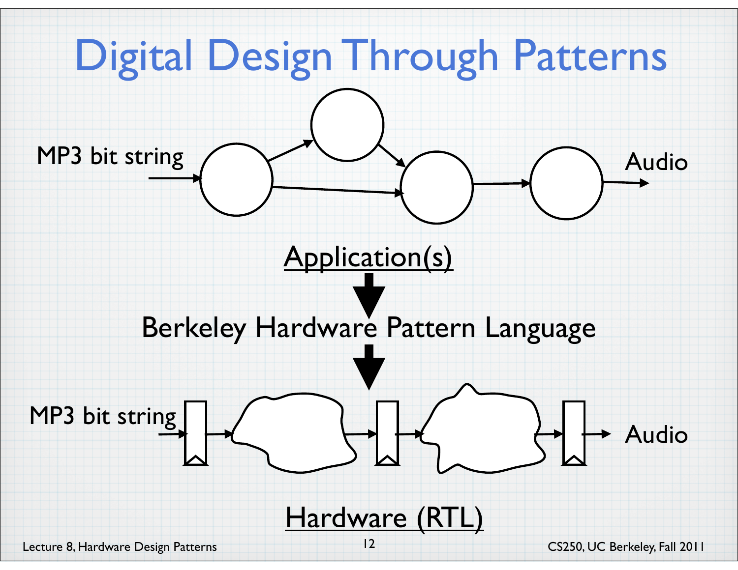# Digital Design Through Patterns

MP3 bit string

Audio

Application(s)

Berkeley Hardware Pattern Language

MP3 bit string

Audio

Hardware (RTL)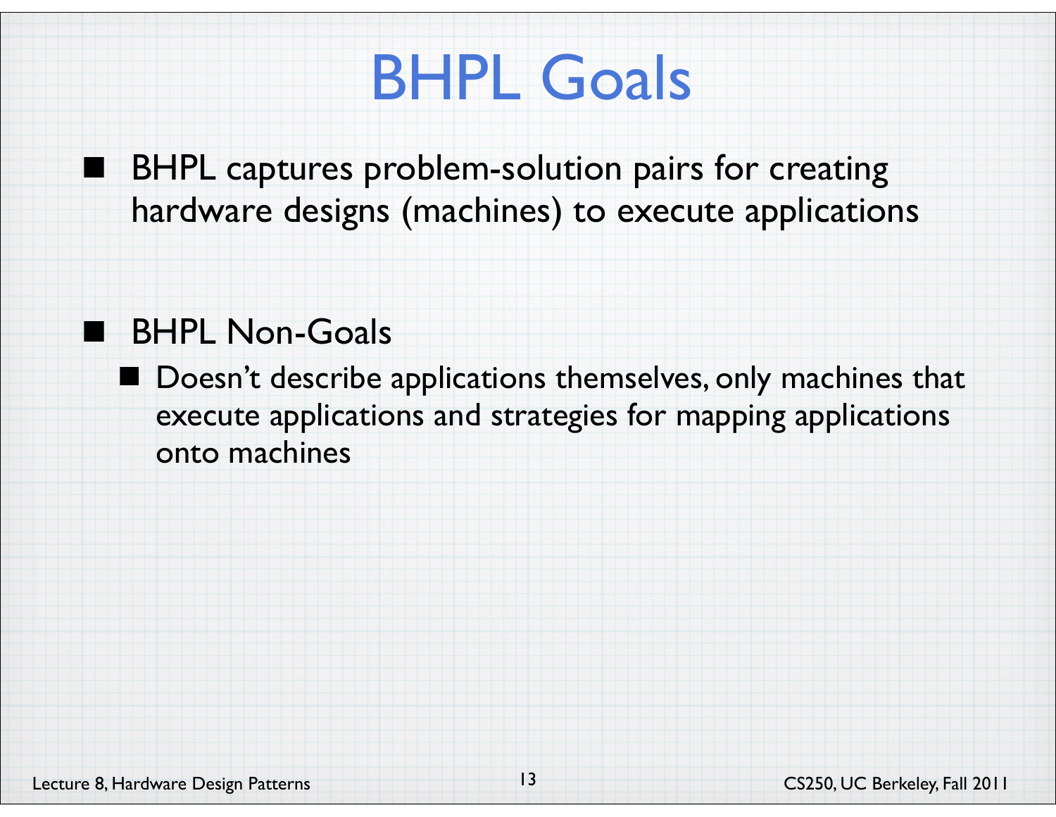# BHPL Goals

- BHPL captures problem-solution pairs for creating hardware designs (machines) to execute applications

- BHPL Non-Goals
  - Doesn't describe applications themselves, only machines that execute applications and strategies for mapping applications onto machines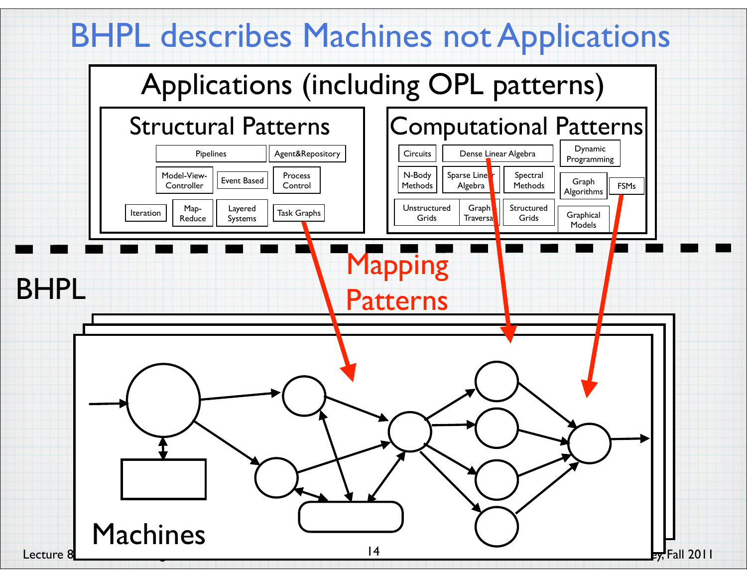# BHPL describes Machines not Applications

## Applications (including OPL patterns)

### Structural Patterns

- Pipelines
- Agent&Repository
- Model-View-Controller
- Event Based
- Process Control
- Iteration
- Map-Reduce
- Layered Systems
- Task Graphs

### Computational Patterns

- Circuits
- Dense Linear Algebra
- Dynamic Programming
- N-Body Methods
- Sparse Linear Algebra
- Spectral Methods
- Graph Algorithms
- FSMs
- Unstructured Grids
- Graph Traversal
- Structured Grids
- Graphical Models

Mapping Patterns

BHPL

Machines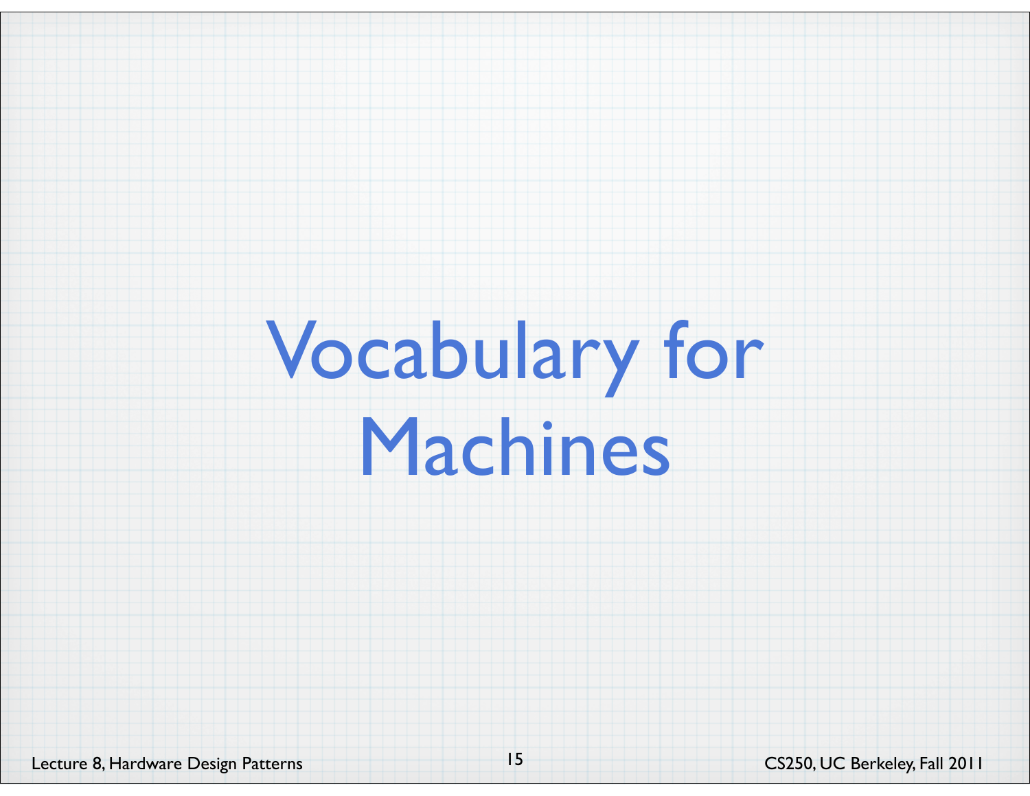# Vocabulary for Machines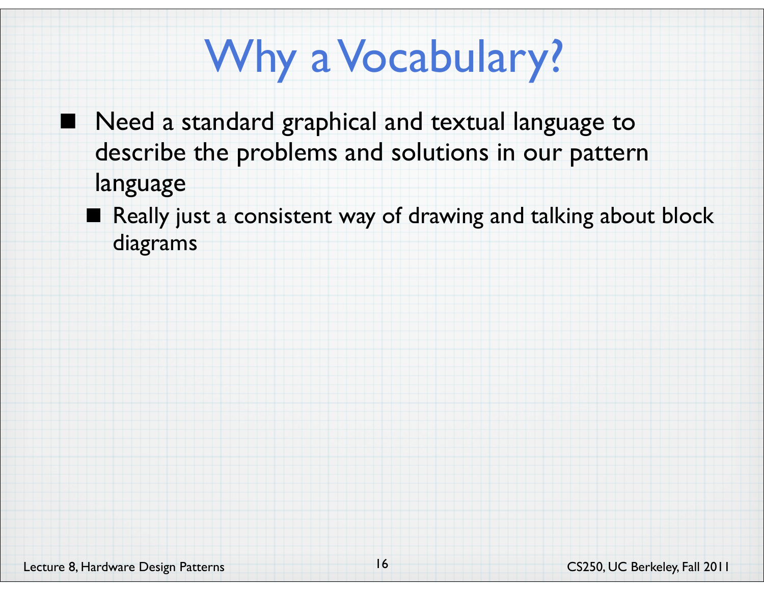# Why a Vocabulary?

- Need a standard graphical and textual language to describe the problems and solutions in our pattern language
  - Really just a consistent way of drawing and talking about block diagrams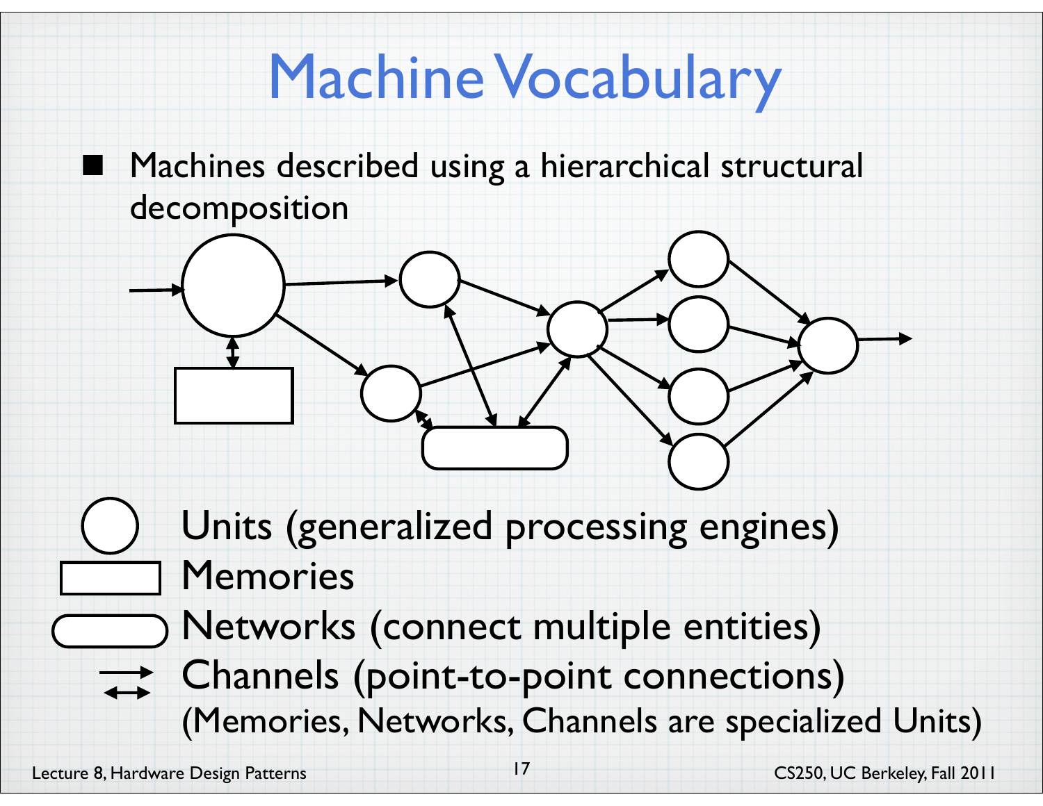# Machine Vocabulary

- Machines described using a hierarchical structural decomposition

Units (generalized processing engines)

Memories

Networks (connect multiple entities)

Channels (point-to-point connections)

(Memories, Networks, Channels are specialized Units)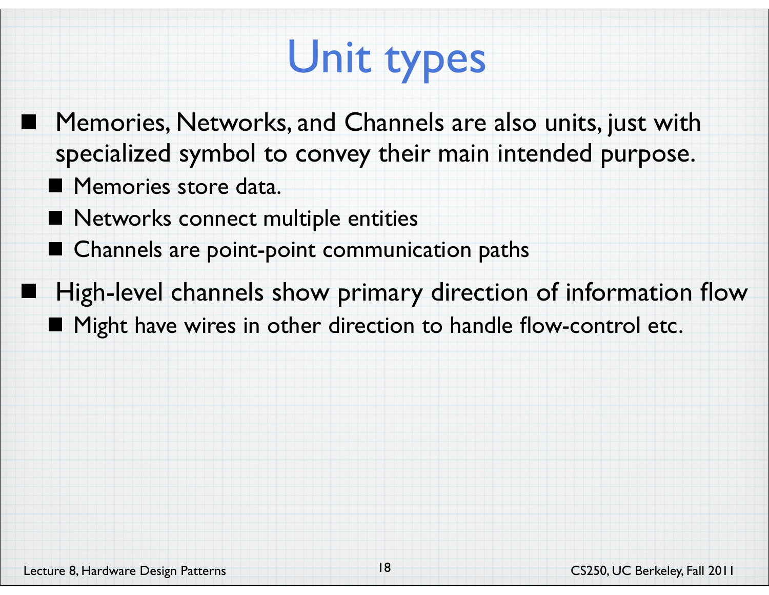# Unit types

- Memories, Networks, and Channels are also units, just with specialized symbol to convey their main intended purpose.
  - Memories store data.
  - Networks connect multiple entities
  - Channels are point-point communication paths
- High-level channels show primary direction of information flow
  - Might have wires in other direction to handle flow-control etc.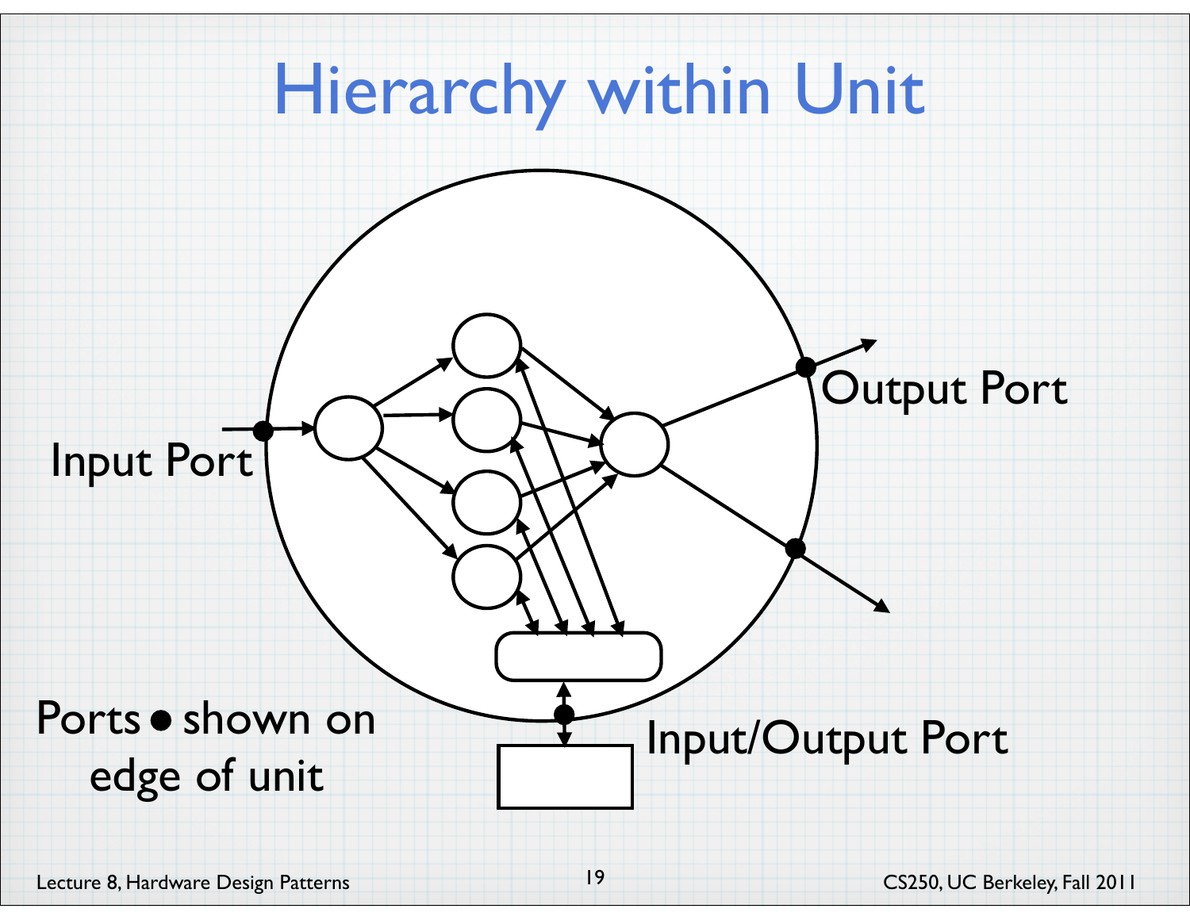# Hierarchy within Unit

Input Port

Output Port

Input/Output Port

Ports ● shown on edge of unit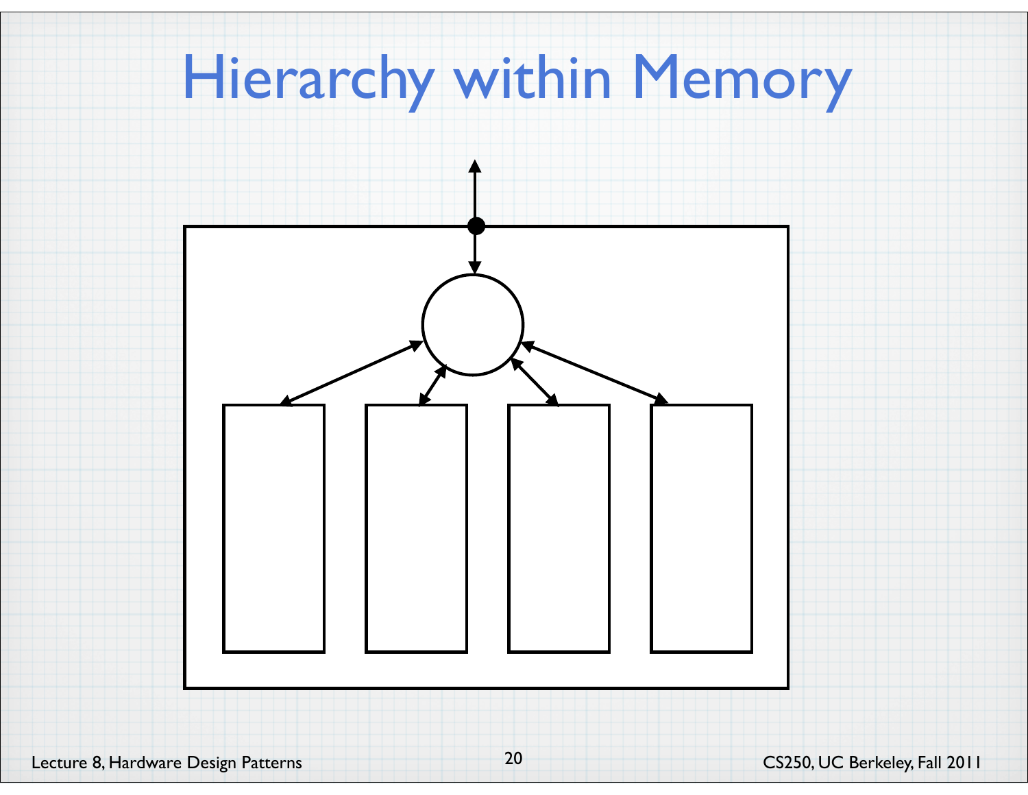# Hierarchy within Memory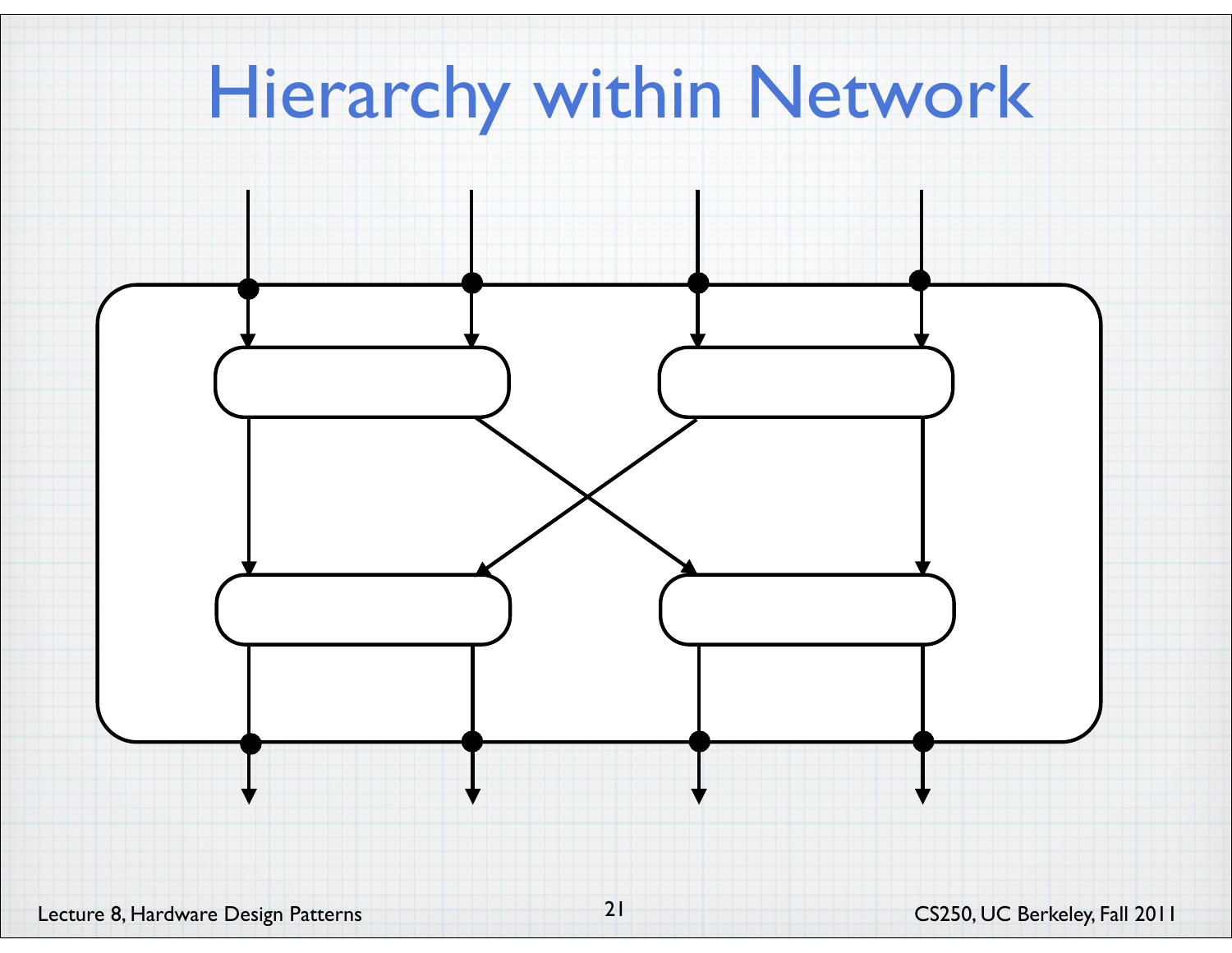# Hierarchy within Network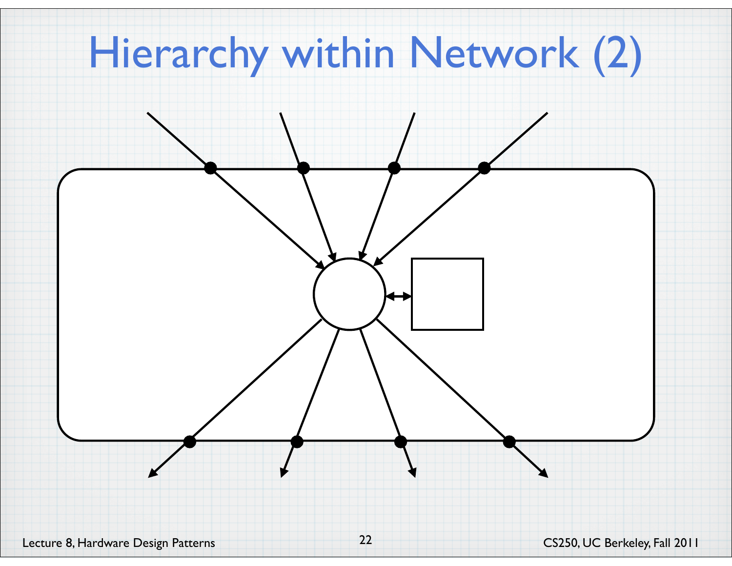# Hierarchy within Network (2)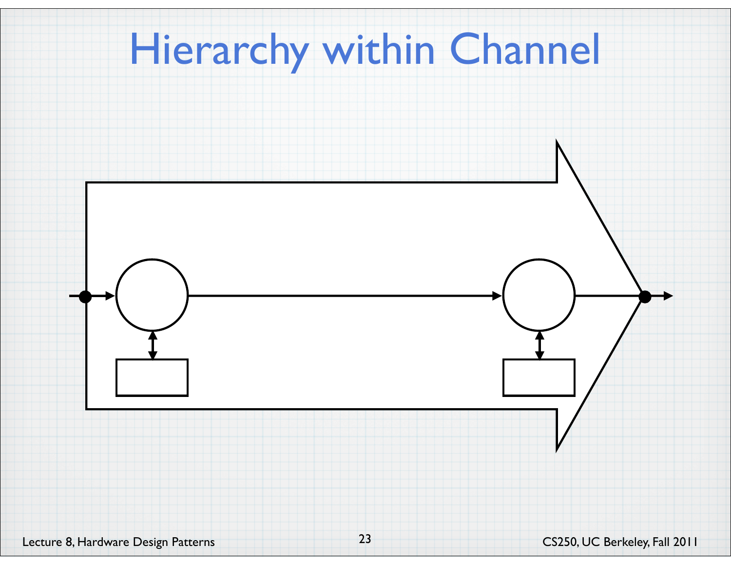# Hierarchy within Channel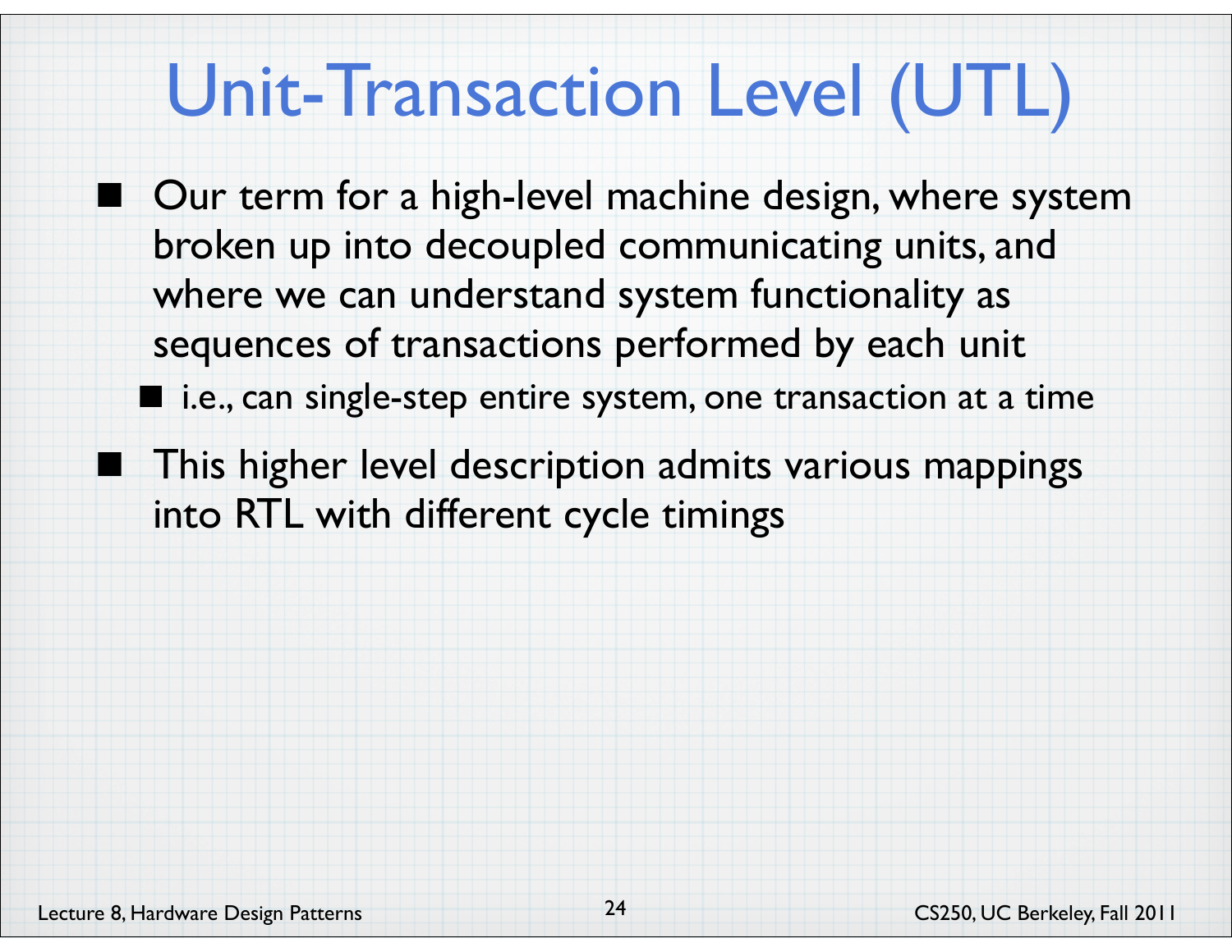# Unit-Transaction Level (UTL)

- Our term for a high-level machine design, where system broken up into decoupled communicating units, and where we can understand system functionality as sequences of transactions performed by each unit
  - i.e., can single-step entire system, one transaction at a time
- This higher level description admits various mappings into RTL with different cycle timings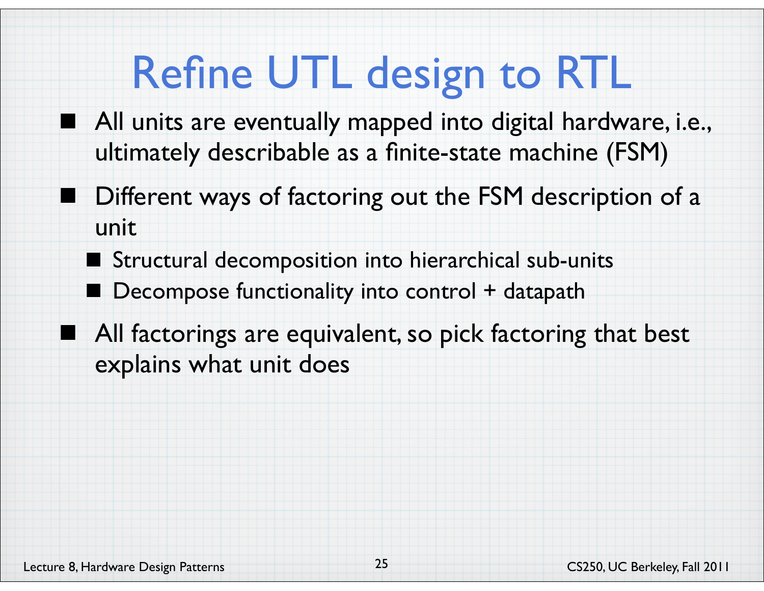# Refine UTL design to RTL

- All units are eventually mapped into digital hardware, i.e., ultimately describable as a finite-state machine (FSM)
- Different ways of factoring out the FSM description of a unit
  - Structural decomposition into hierarchical sub-units
  - Decompose functionality into control + datapath
- All factorings are equivalent, so pick factoring that best explains what unit does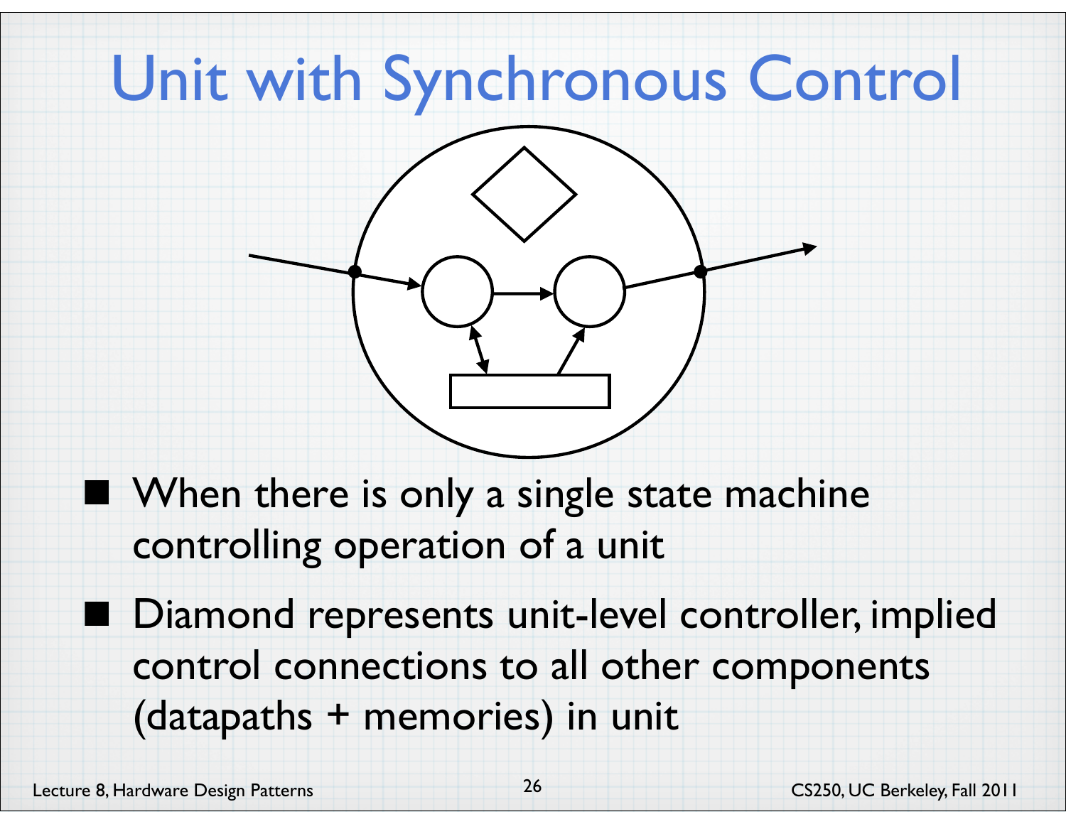# Unit with Synchronous Control

- When there is only a single state machine controlling operation of a unit
- Diamond represents unit-level controller, implied control connections to all other components (datapaths + memories) in unit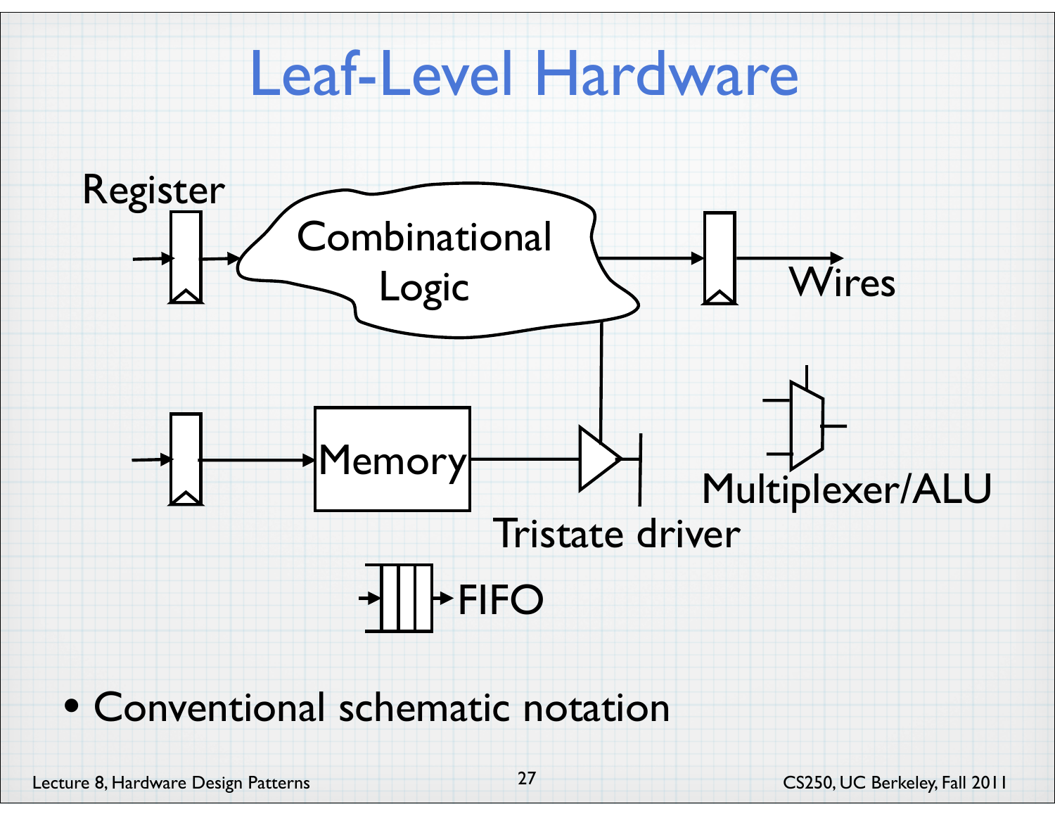# Leaf-Level Hardware

Register

Combinational Logic

Wires

Memory

Tristate driver

Multiplexer/ALU

FIFO

- Conventional schematic notation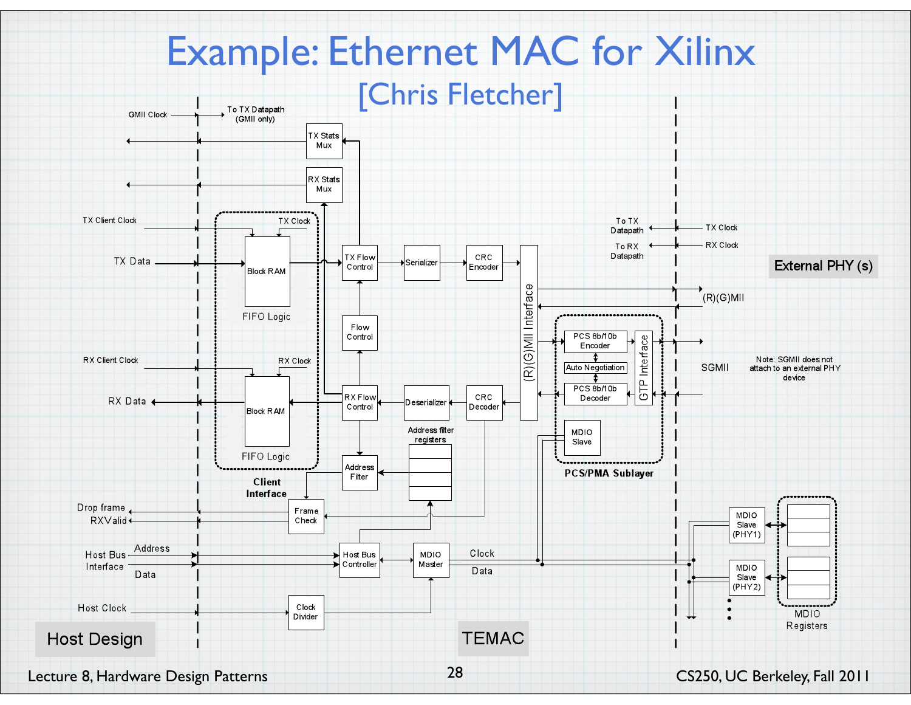# Example: Ethernet MAC for Xilinx

## [Chris Fletcher]

GMII Clock — To TX Datapath (GMII only)

TX Stats Mux

RX Stats Mux

TX Client Clock — TX Clock

TX Data — Block RAM — FIFO Logic

RX Client Clock — RX Clock

RX Data — Block RAM — FIFO Logic

Client Interface

TX Flow Control — Serializer — CRC Encoder

Flow Control

RX Flow Control — Deserializer — CRC Decoder

Address Filter — Address filter registers

Frame Check

Drop frame

RXValid

Host Bus Interface — Address — Data

Host Bus Controller — MDIO Master — Clock — Data

Host Clock — Clock Divider

(R)(G)MII Interface

PCS 8b/10b Encoder

Auto Negotiation

PCS 8b/10b Decoder

GTP Interface

MDIO Slave

PCS/PMA Sublayer

To TX Datapath — TX Clock

To RX Datapath — RX Clock

(R)(G)MII

SGMII

Note: SGMII does not attach to an external PHY device

External PHY (s)

MDIO Slave (PHY1)

MDIO Slave (PHY2)

MDIO Registers

Host Design

TEMAC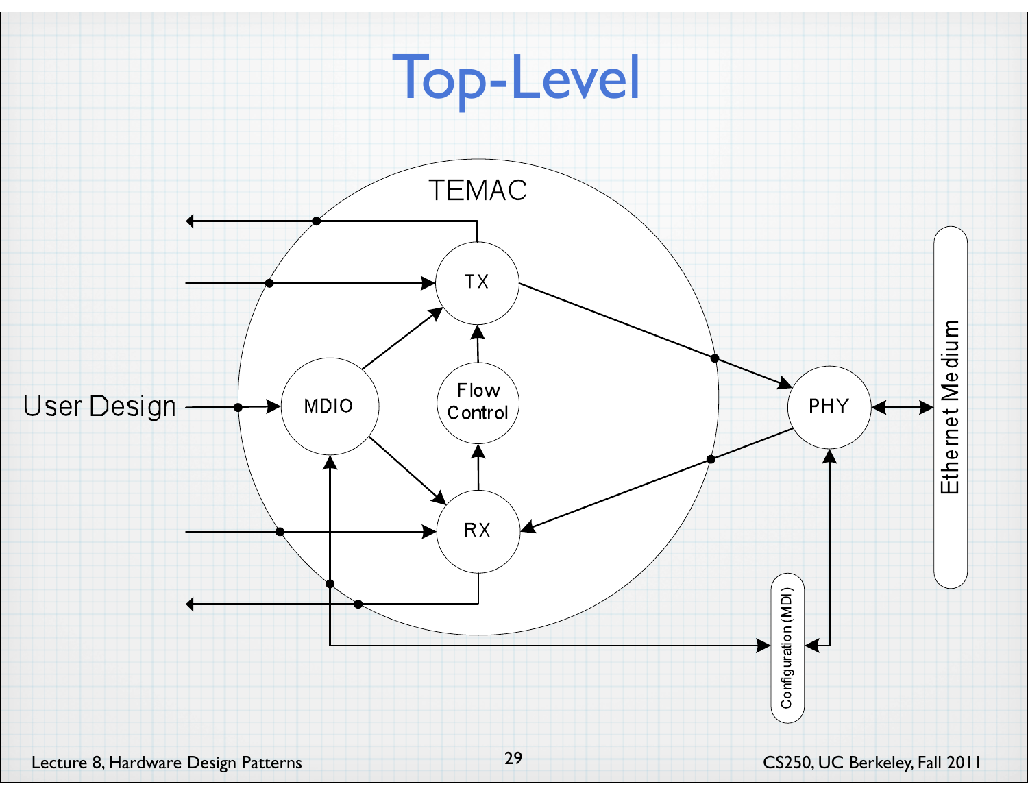# Top-Level

TEMAC

User Design

TX

MDIO

Flow Control

RX

PHY

Ethernet Medium

Configuration (MDI)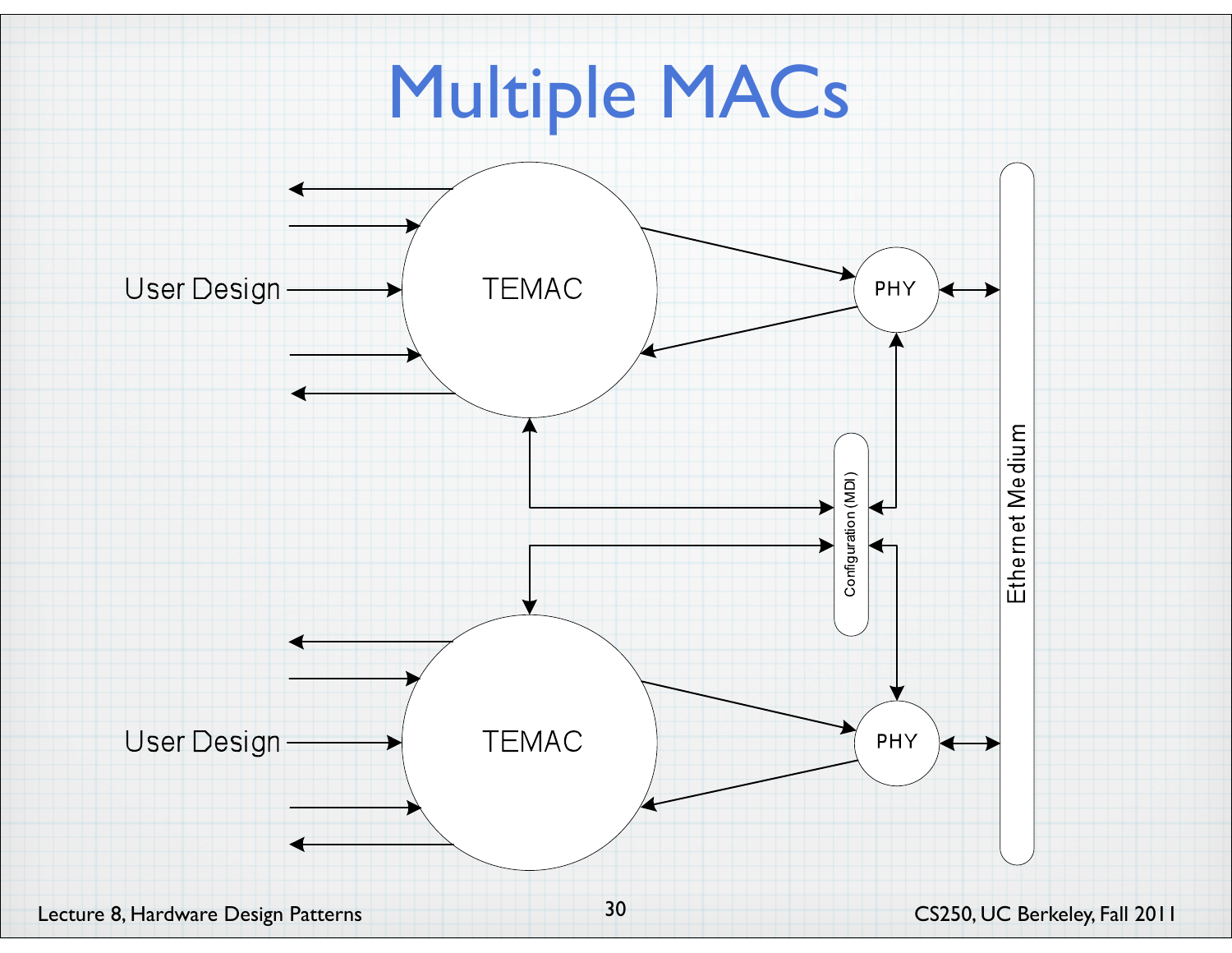# Multiple MACs

User Design

TEMAC

PHY

Configuration (MDI)

Ethernet Medium

User Design

TEMAC

PHY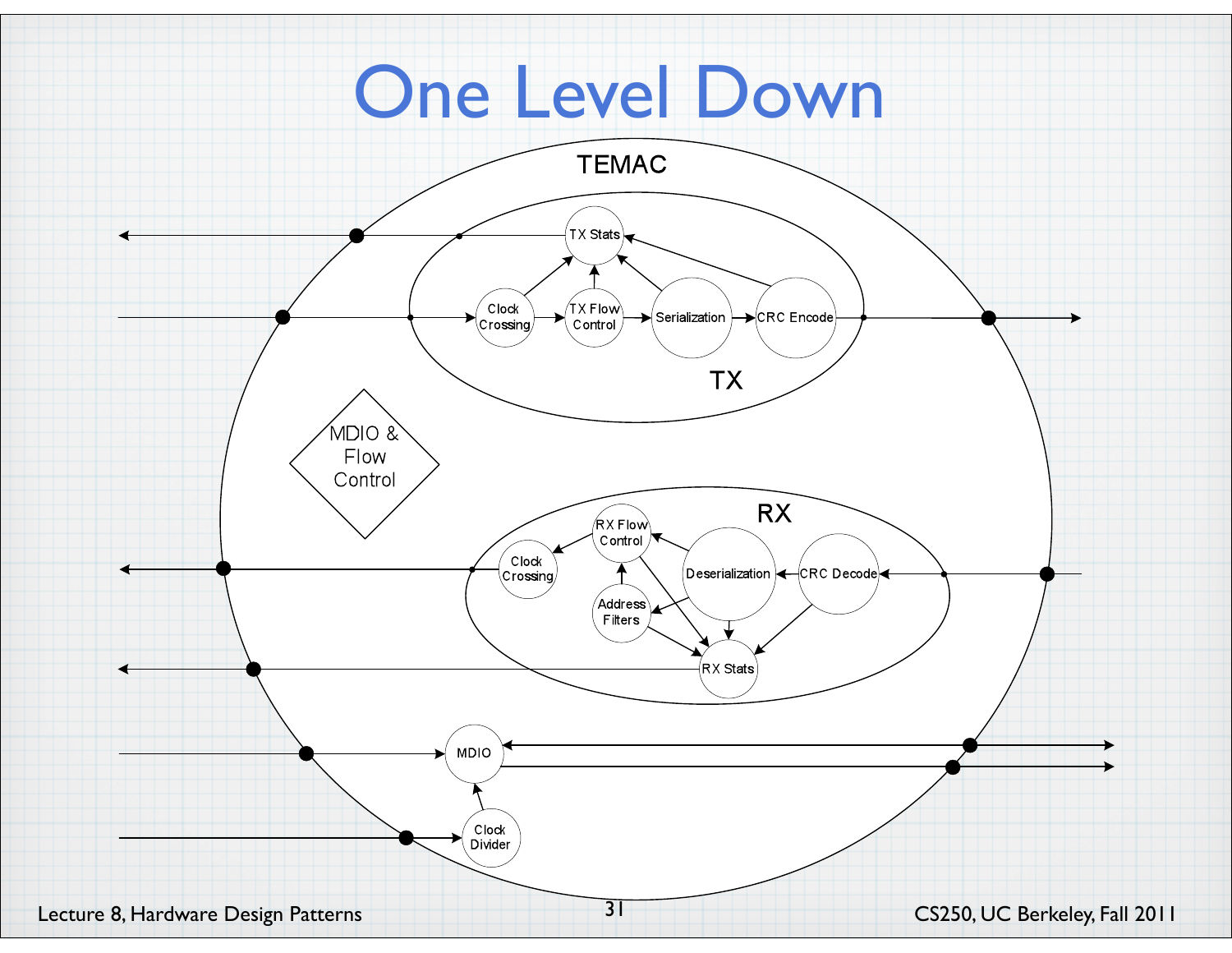# One Level Down

TEMAC

TX

TX Stats

Clock Crossing

TX Flow Control

Serialization

CRC Encode

MDIO & Flow Control

RX

RX Flow Control

Clock Crossing

Deserialization

CRC Decode

Address Filters

RX Stats

MDIO

Clock Divider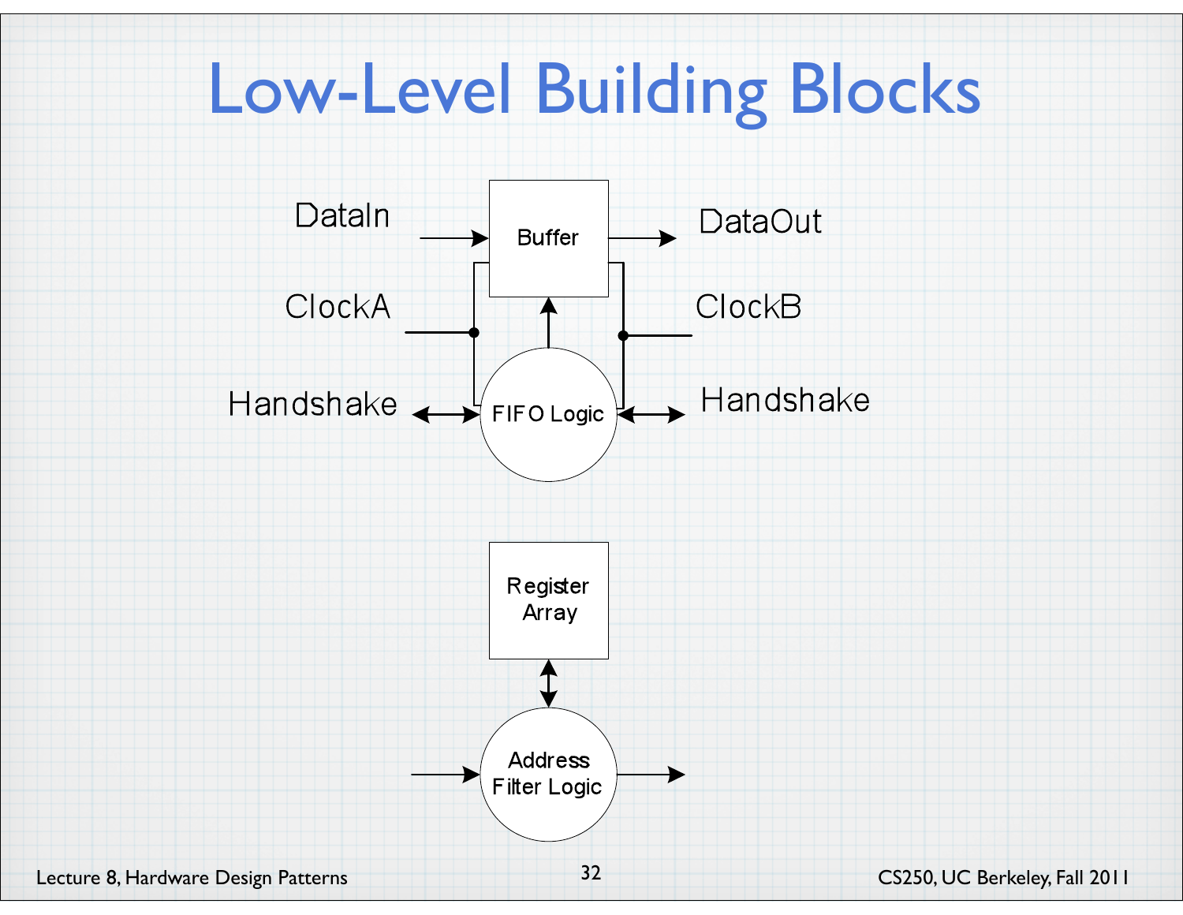# Low-Level Building Blocks

DataIn

Buffer

DataOut

ClockA

ClockB

Handshake

FIFO Logic

Handshake

Register Array

Address Filter Logic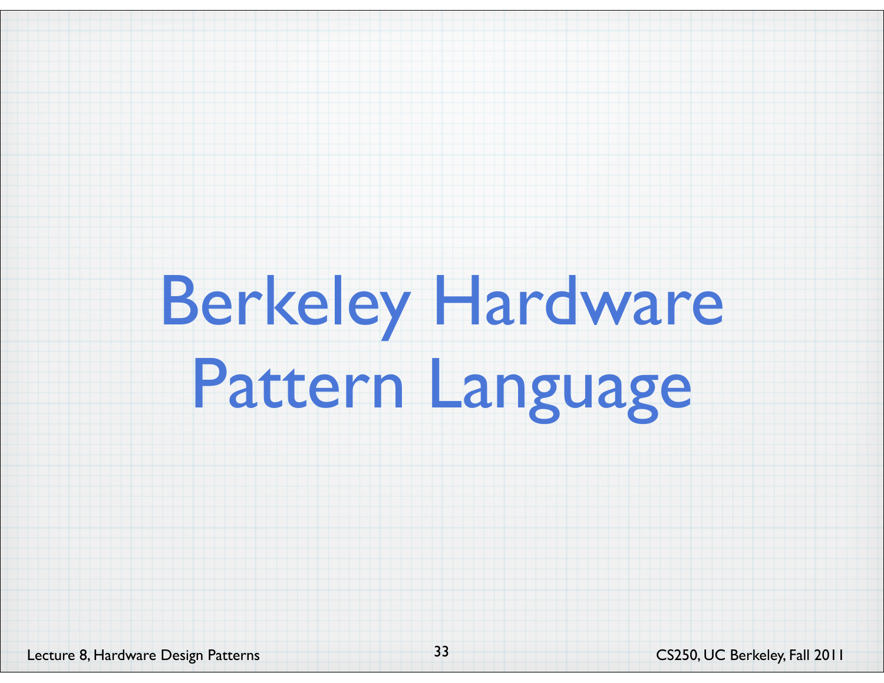# Berkeley Hardware Pattern Language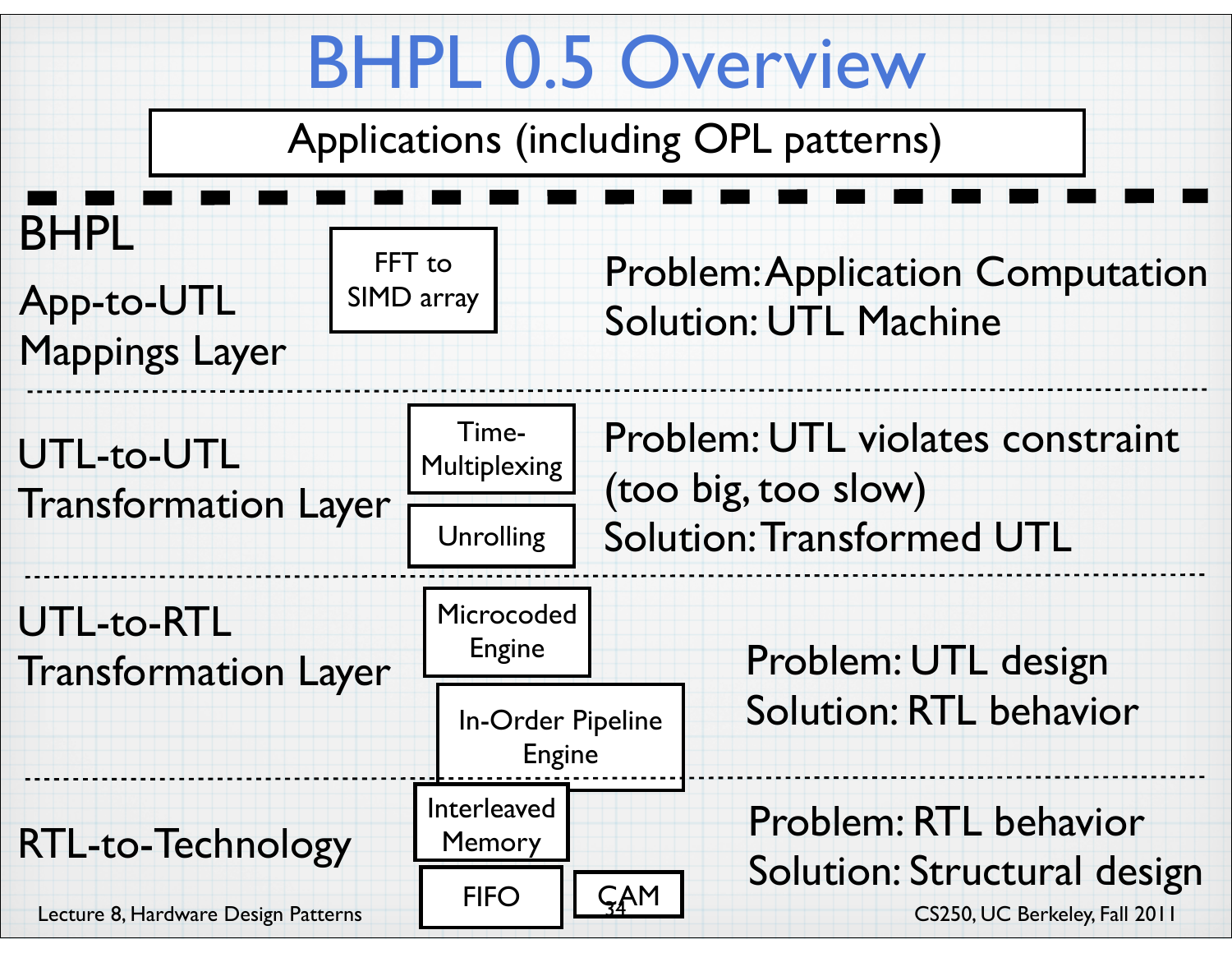# BHPL 0.5 Overview

Applications (including OPL patterns)

---

## BHPL

### App-to-UTL Mappings Layer

- FFT to SIMD array

Problem: Application Computation
Solution: UTL Machine

### UTL-to-UTL Transformation Layer

- Time-Multiplexing
- Unrolling

Problem: UTL violates constraint (too big, too slow)
Solution: Transformed UTL

### UTL-to-RTL Transformation Layer

- Microcoded Engine
- In-Order Pipeline Engine

Problem: UTL design
Solution: RTL behavior

### RTL-to-Technology

- Interleaved Memory
- FIFO
- CAM

Problem: RTL behavior
Solution: Structural design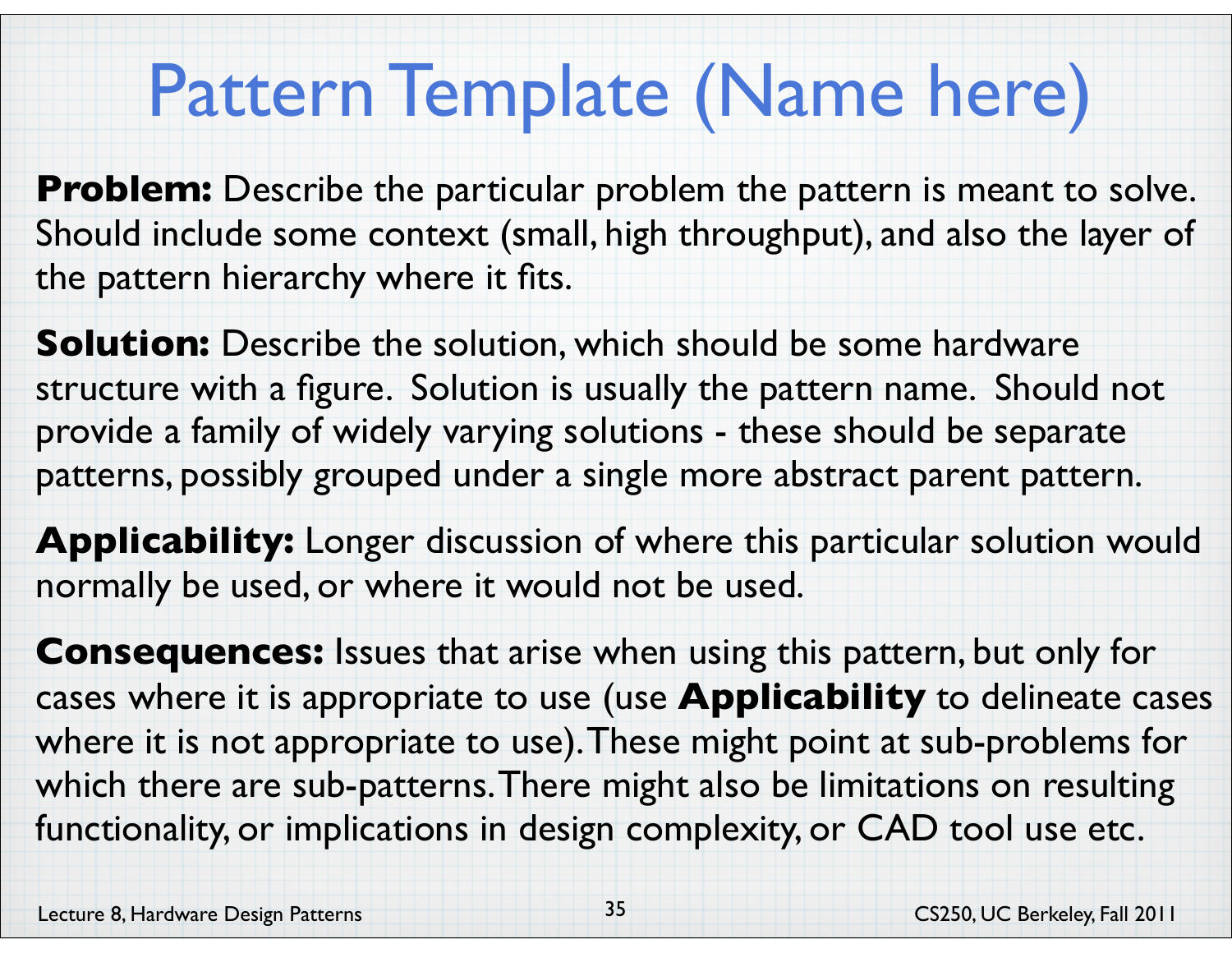# Pattern Template (Name here)

**Problem:** Describe the particular problem the pattern is meant to solve. Should include some context (small, high throughput), and also the layer of the pattern hierarchy where it fits.

**Solution:** Describe the solution, which should be some hardware structure with a figure. Solution is usually the pattern name. Should not provide a family of widely varying solutions - these should be separate patterns, possibly grouped under a single more abstract parent pattern.

**Applicability:** Longer discussion of where this particular solution would normally be used, or where it would not be used.

**Consequences:** Issues that arise when using this pattern, but only for cases where it is appropriate to use (use **Applicability** to delineate cases where it is not appropriate to use). These might point at sub-problems for which there are sub-patterns. There might also be limitations on resulting functionality, or implications in design complexity, or CAD tool use etc.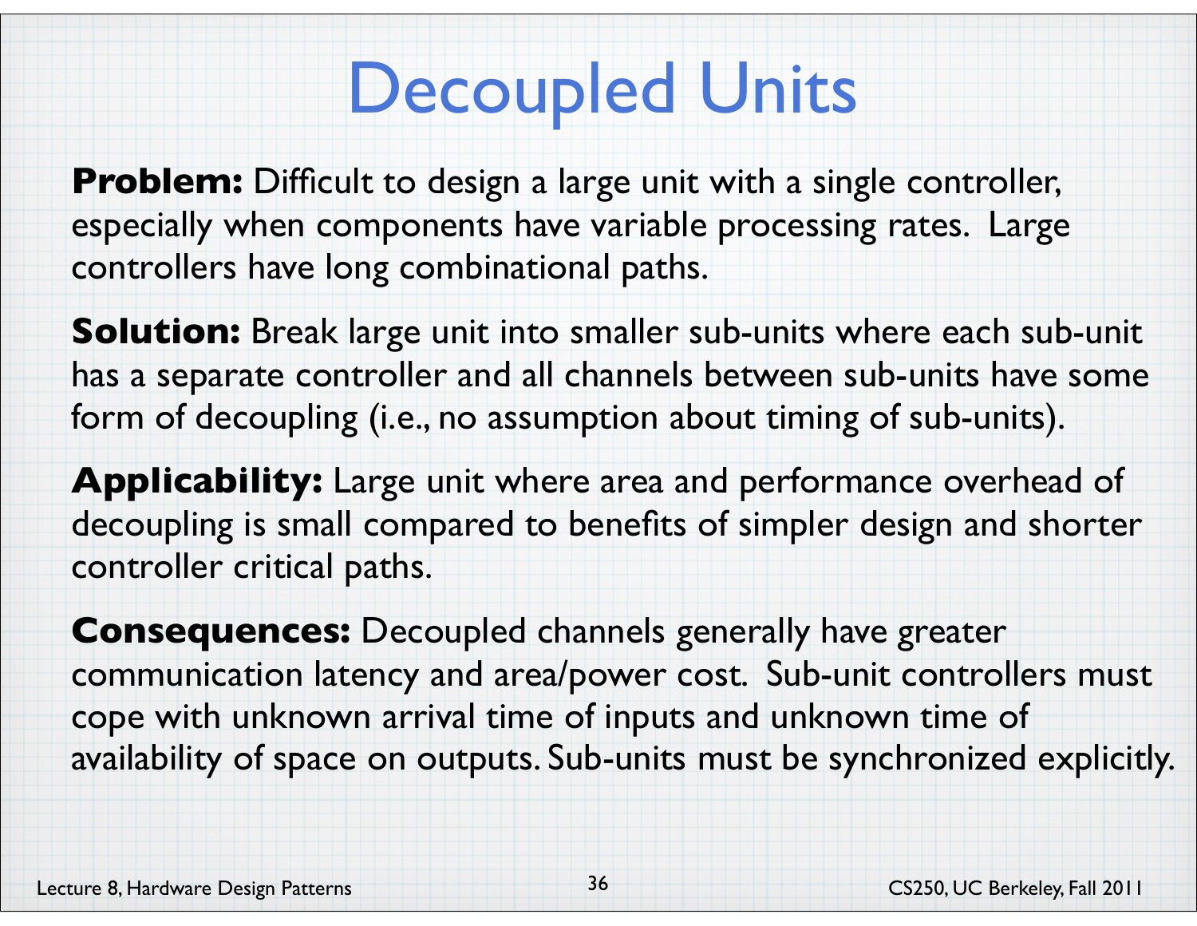# Decoupled Units

**Problem:** Difficult to design a large unit with a single controller, especially when components have variable processing rates. Large controllers have long combinational paths.

**Solution:** Break large unit into smaller sub-units where each sub-unit has a separate controller and all channels between sub-units have some form of decoupling (i.e., no assumption about timing of sub-units).

**Applicability:** Large unit where area and performance overhead of decoupling is small compared to benefits of simpler design and shorter controller critical paths.

**Consequences:** Decoupled channels generally have greater communication latency and area/power cost. Sub-unit controllers must cope with unknown arrival time of inputs and unknown time of availability of space on outputs. Sub-units must be synchronized explicitly.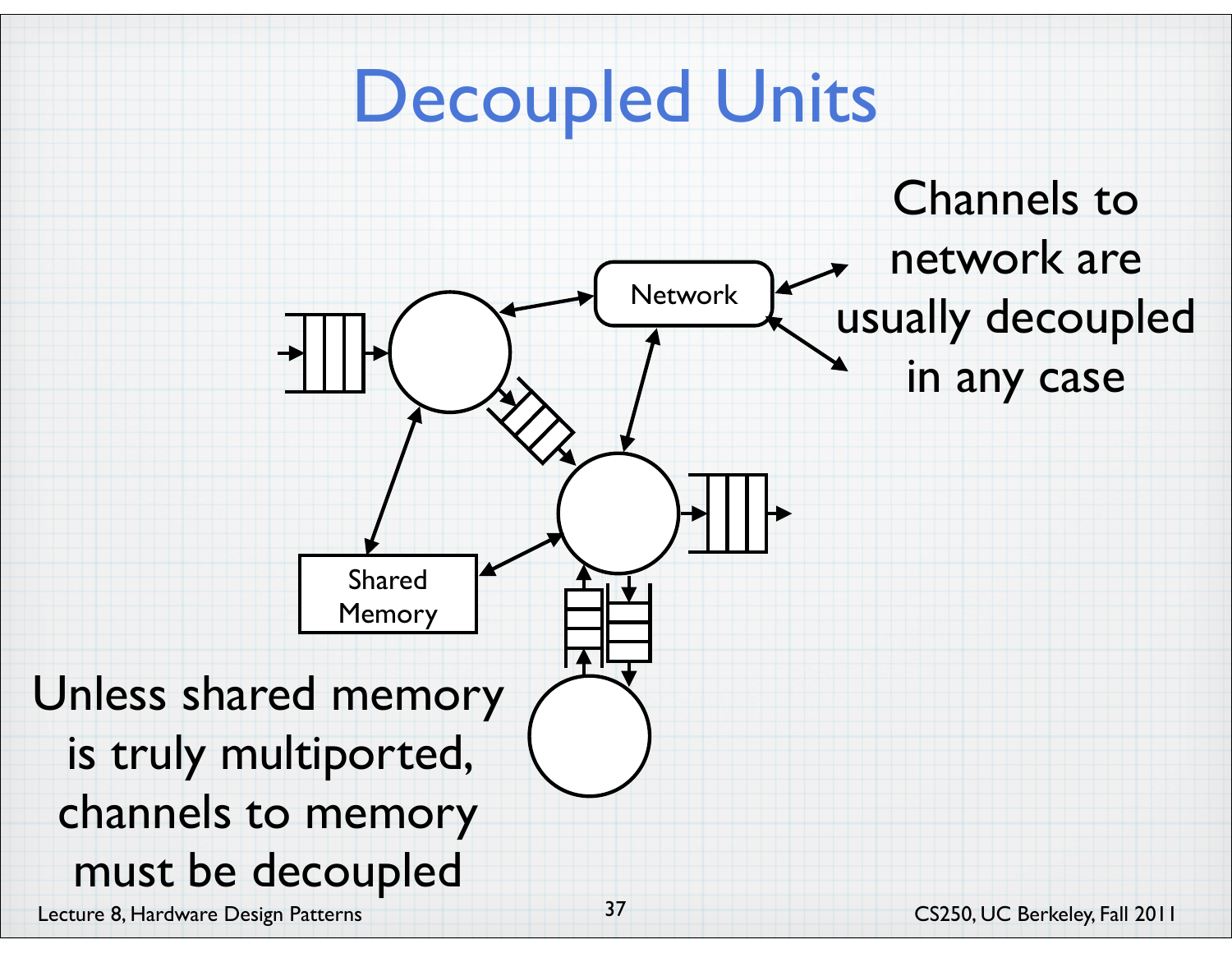# Decoupled Units

Network

Shared Memory

Channels to network are usually decoupled in any case

Unless shared memory is truly multiported, channels to memory must be decoupled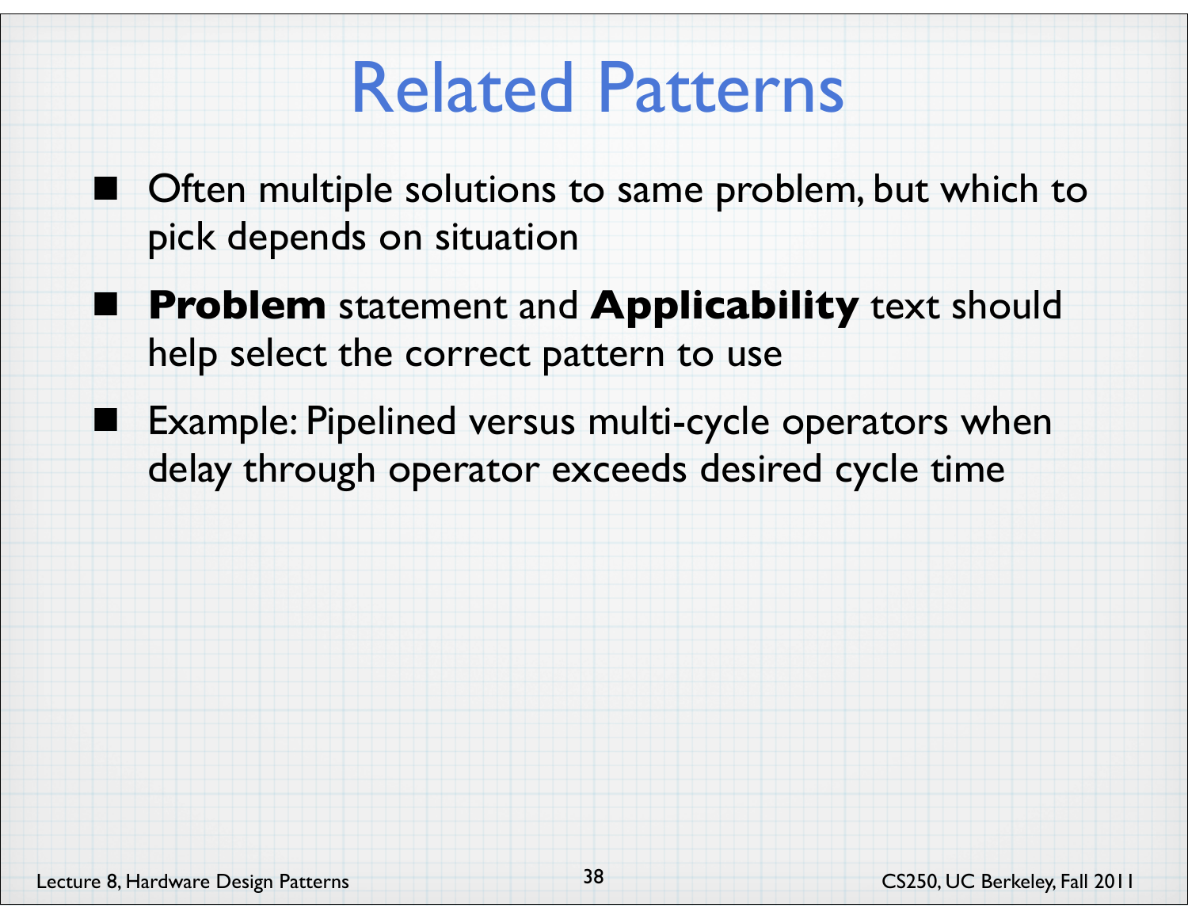# Related Patterns

- Often multiple solutions to same problem, but which to pick depends on situation
- **Problem** statement and **Applicability** text should help select the correct pattern to use
- Example: Pipelined versus multi-cycle operators when delay through operator exceeds desired cycle time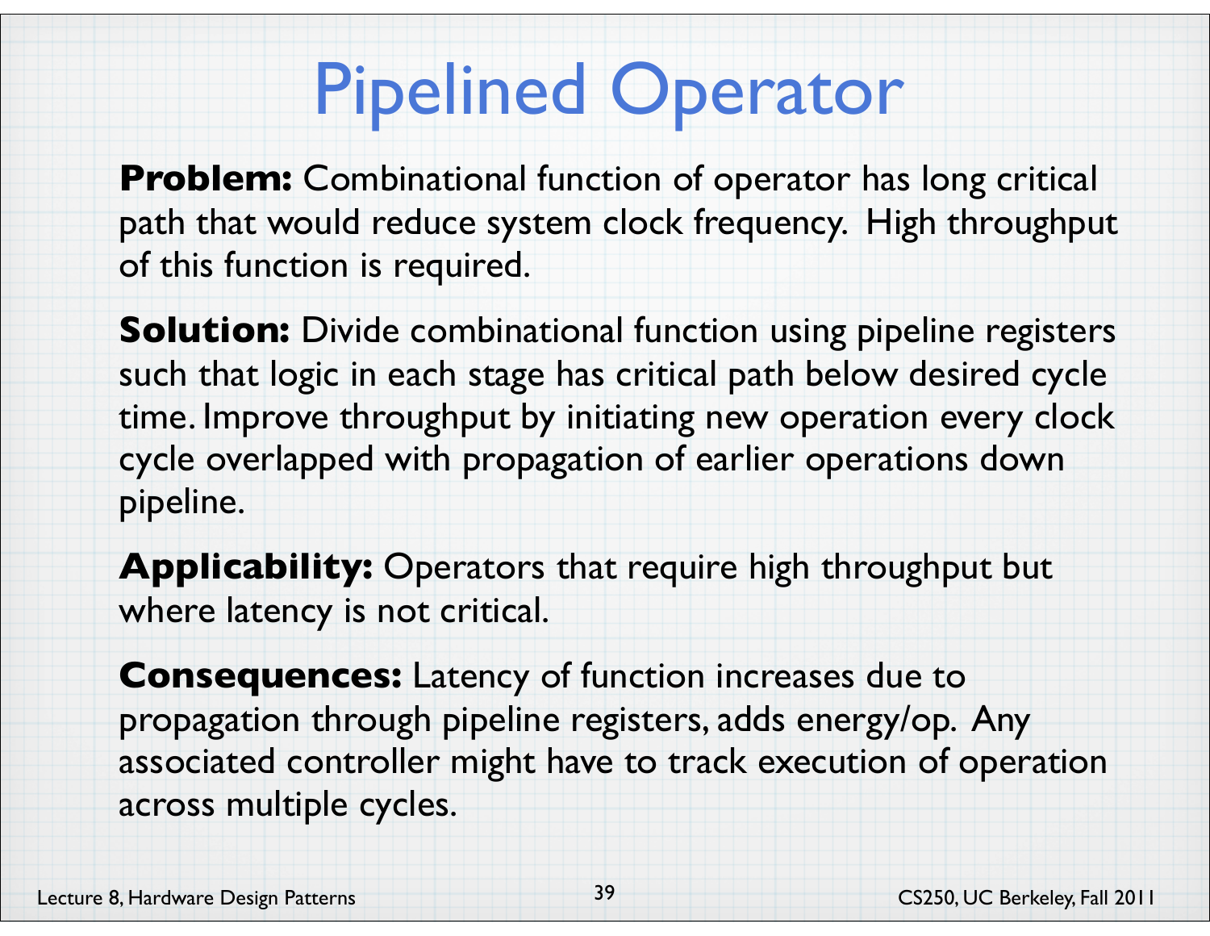# Pipelined Operator

**Problem:** Combinational function of operator has long critical path that would reduce system clock frequency. High throughput of this function is required.

**Solution:** Divide combinational function using pipeline registers such that logic in each stage has critical path below desired cycle time. Improve throughput by initiating new operation every clock cycle overlapped with propagation of earlier operations down pipeline.

**Applicability:** Operators that require high throughput but where latency is not critical.

**Consequences:** Latency of function increases due to propagation through pipeline registers, adds energy/op. Any associated controller might have to track execution of operation across multiple cycles.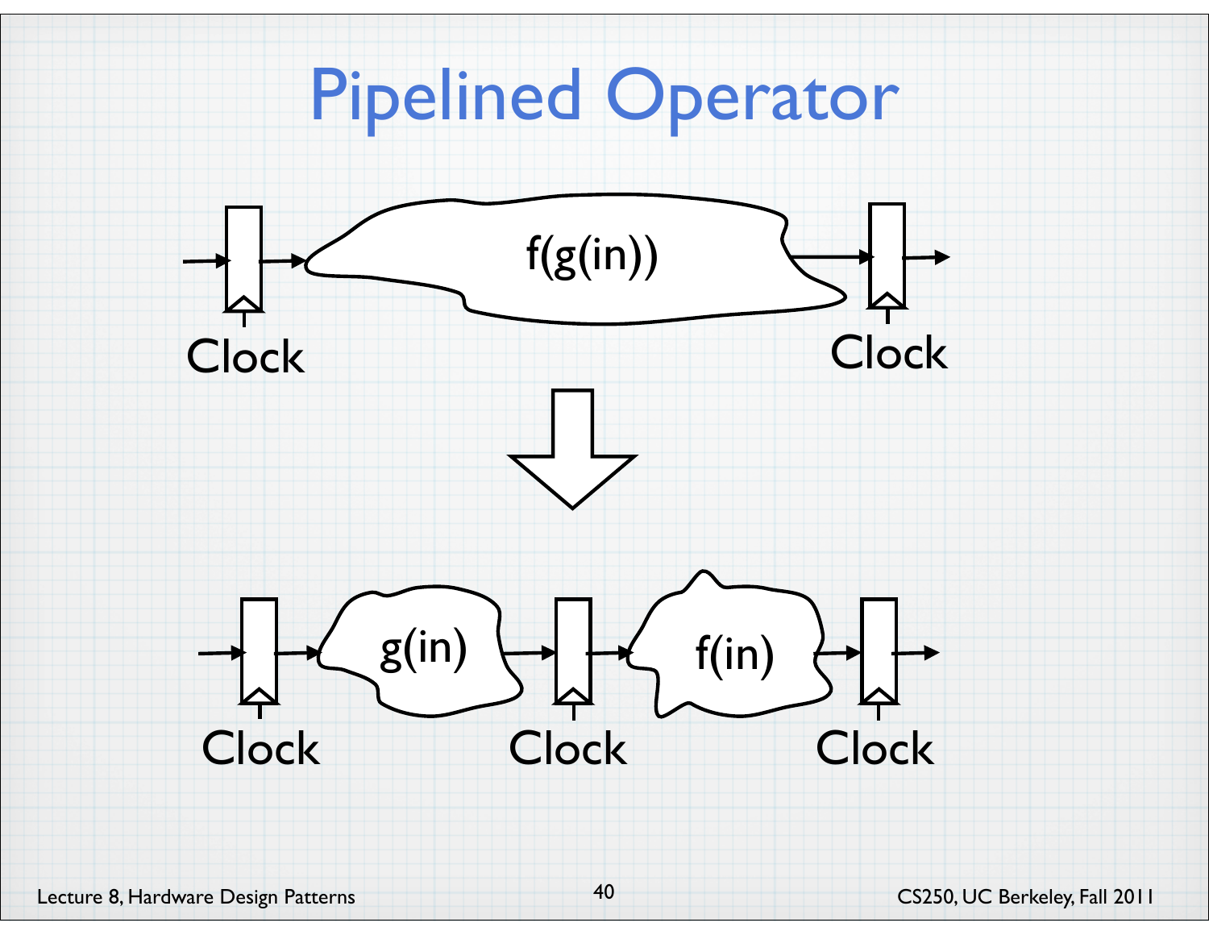# Pipelined Operator

f(g(in))

Clock

Clock

g(in)

f(in)

Clock

Clock

Clock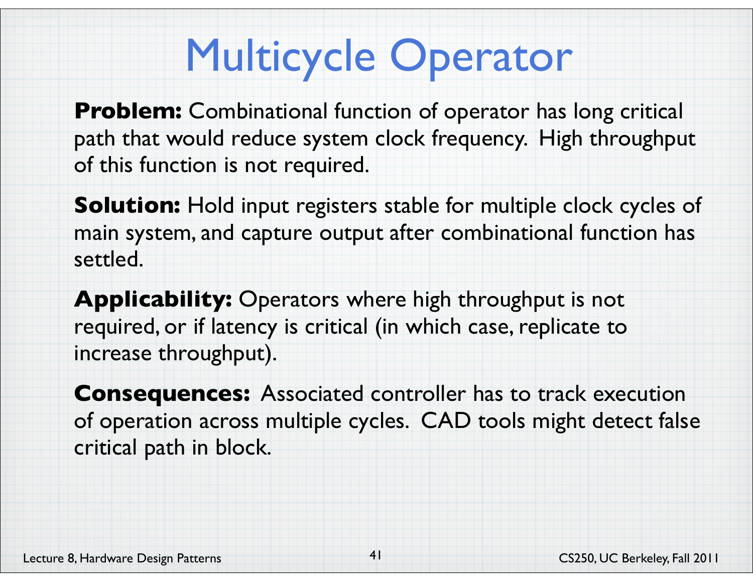# Multicycle Operator

**Problem:** Combinational function of operator has long critical path that would reduce system clock frequency. High throughput of this function is not required.

**Solution:** Hold input registers stable for multiple clock cycles of main system, and capture output after combinational function has settled.

**Applicability:** Operators where high throughput is not required, or if latency is critical (in which case, replicate to increase throughput).

**Consequences:** Associated controller has to track execution of operation across multiple cycles. CAD tools might detect false critical path in block.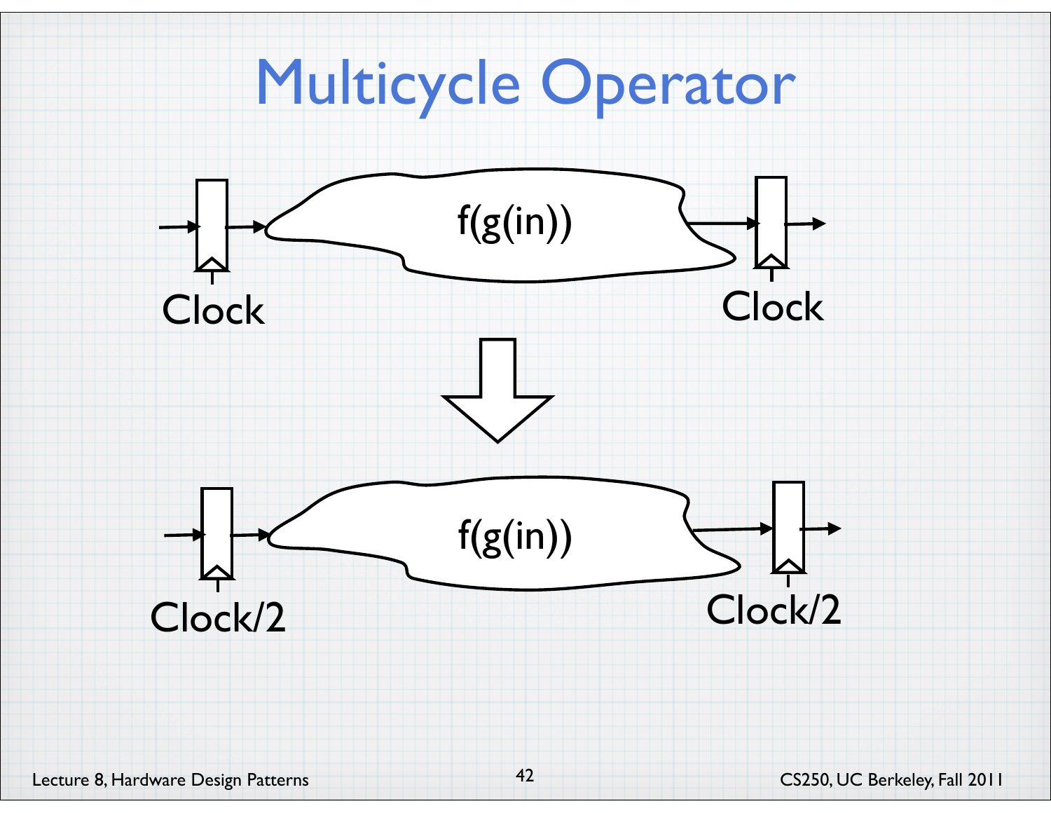# Multicycle Operator

f(g(in))

Clock

Clock

f(g(in))

Clock/2

Clock/2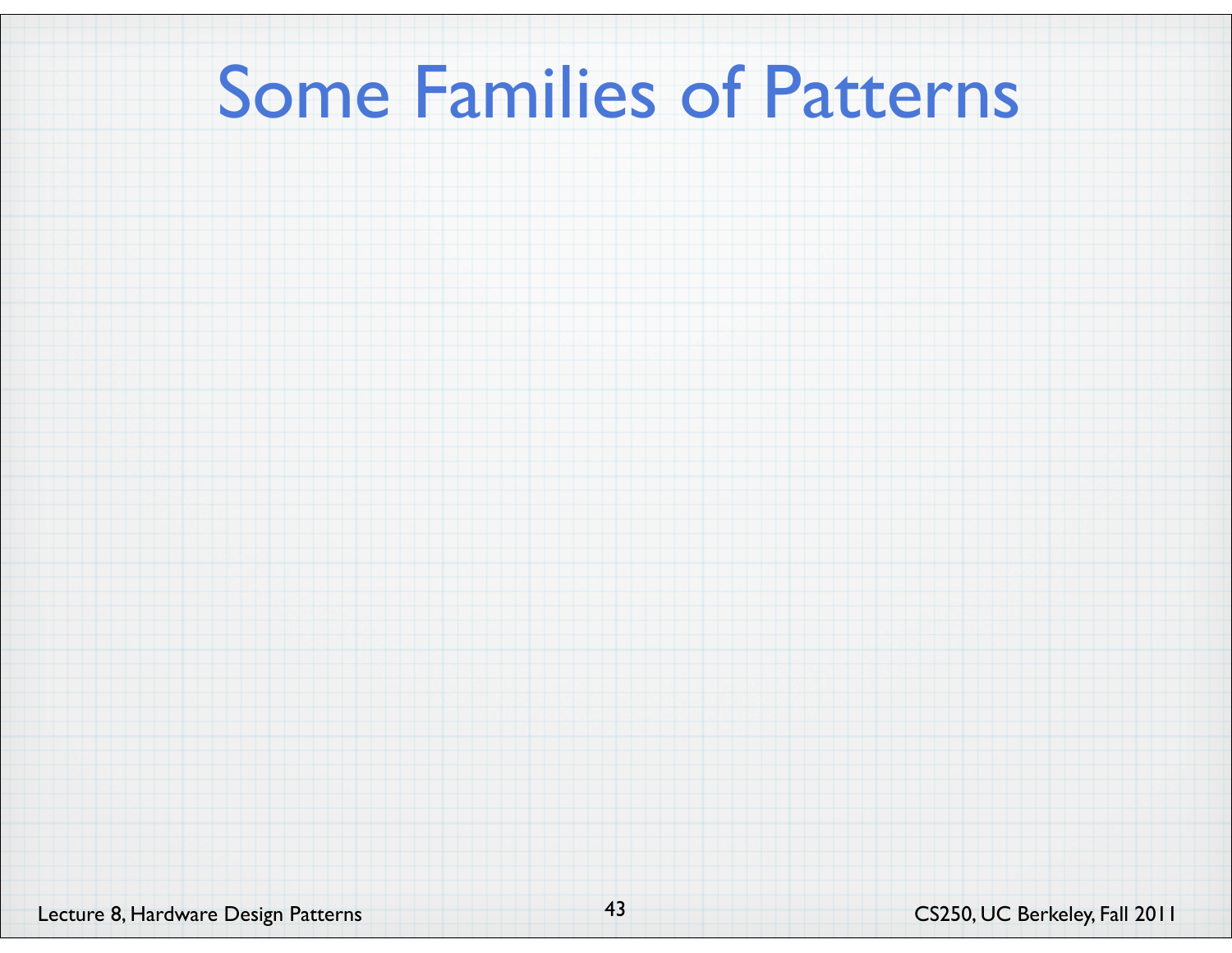# Some Families of Patterns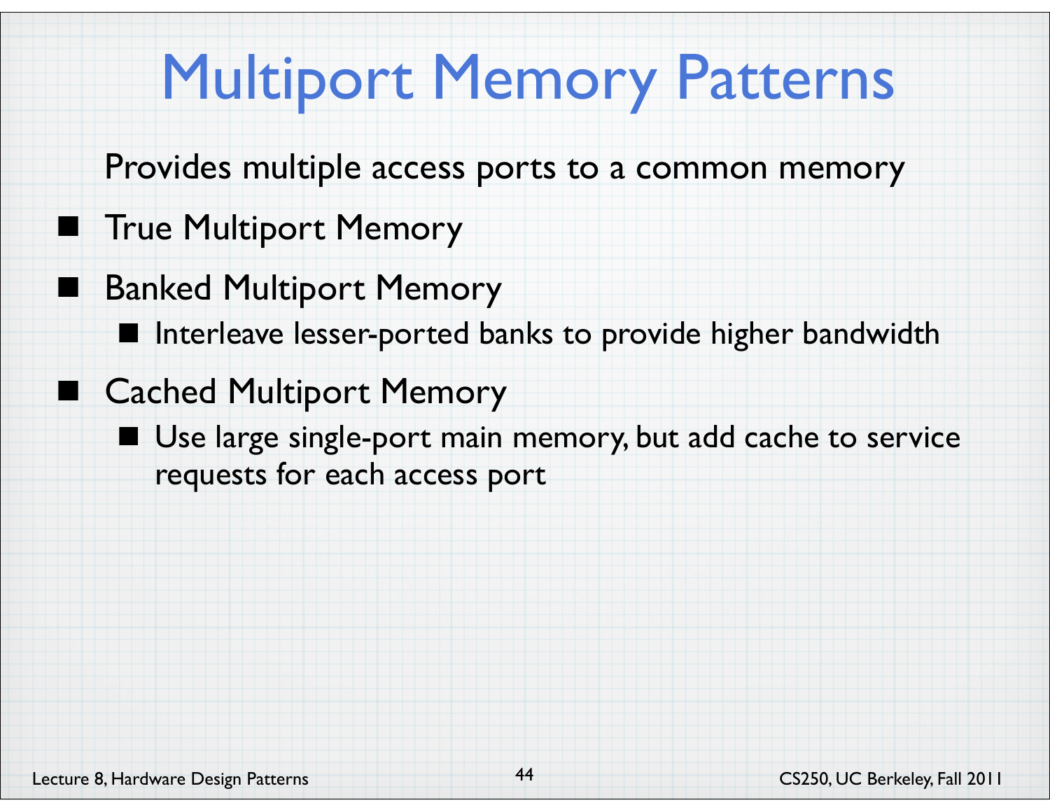# Multiport Memory Patterns

Provides multiple access ports to a common memory

- True Multiport Memory
- Banked Multiport Memory
  - Interleave lesser-ported banks to provide higher bandwidth
- Cached Multiport Memory
  - Use large single-port main memory, but add cache to service requests for each access port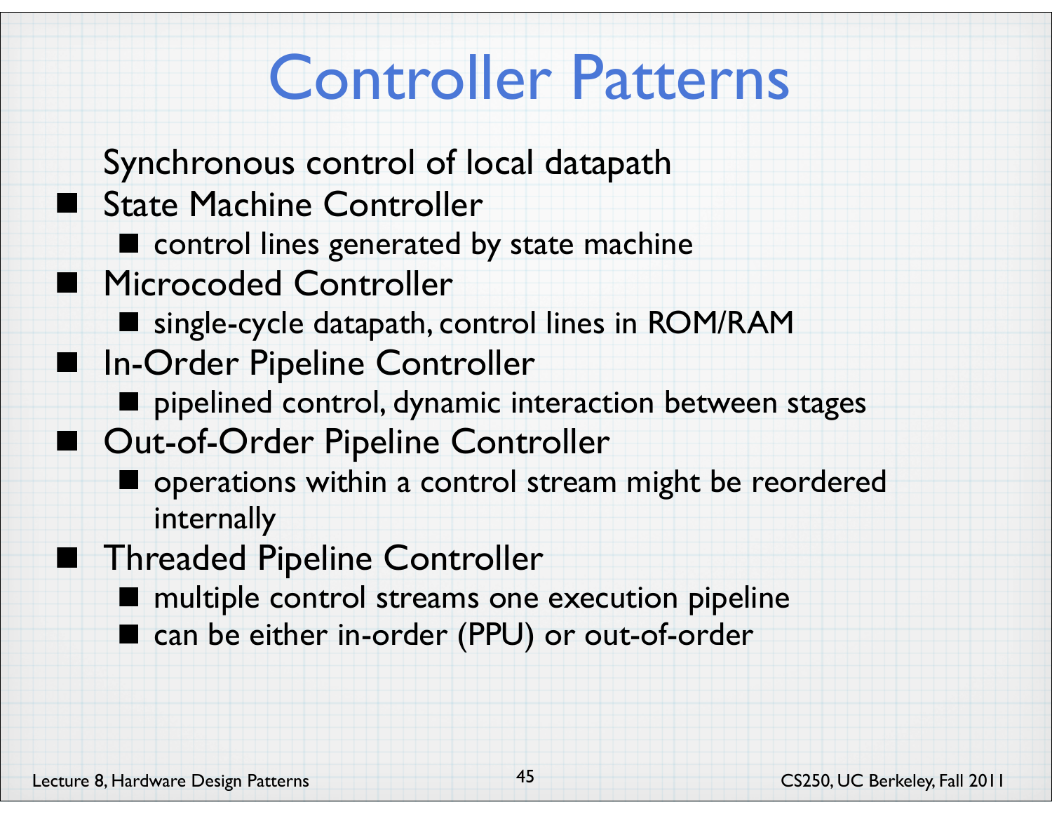# Controller Patterns

Synchronous control of local datapath

- State Machine Controller
  - control lines generated by state machine
- Microcoded Controller
  - single-cycle datapath, control lines in ROM/RAM
- In-Order Pipeline Controller
  - pipelined control, dynamic interaction between stages
- Out-of-Order Pipeline Controller
  - operations within a control stream might be reordered internally
- Threaded Pipeline Controller
  - multiple control streams one execution pipeline
  - can be either in-order (PPU) or out-of-order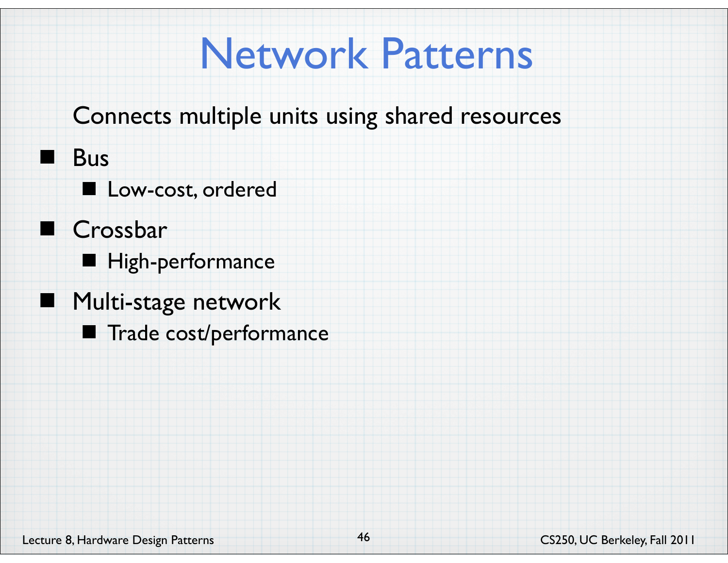# Network Patterns

Connects multiple units using shared resources

- Bus
  - Low-cost, ordered
- Crossbar
  - High-performance
- Multi-stage network
  - Trade cost/performance